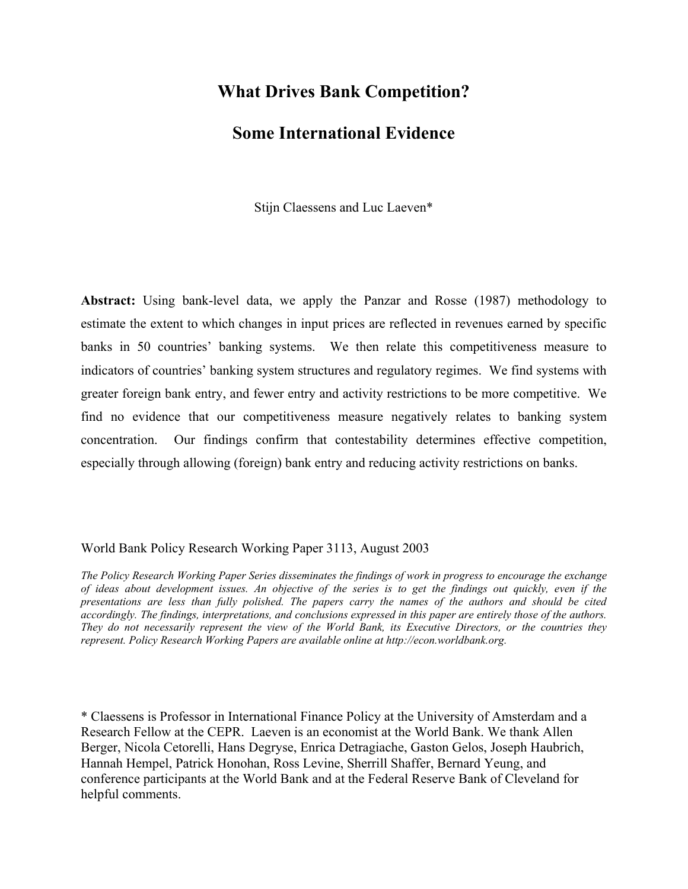# What Drives Bank Competition?

# Some International Evidence

Stijn Claessens and Luc Laeven*

**Abstract:** Using bank-level data, we apply the Panzar and Rosse (1987) methodology to estimate the extent to which changes in input prices are reflected in revenues earned by specific banks in 50 countries' banking systems. We then relate this competitiveness measure to indicators of countries' banking system structures and regulatory regimes. We find systems with greater foreign bank entry, and fewer entry and activity restrictions to be more competitive. We find no evidence that our competitiveness measure negatively relates to banking system concentration. Our findings confirm that contestability determines effective competition, especially through allowing (foreign) bank entry and reducing activity restrictions on banks.

World Bank Policy Research Working Paper 3113, August 2003

*The Policy Research Working Paper Series disseminates the findings of work in progress to encourage the exchange of ideas about development issues. An objective of the series is to get the findings out quickly, even if the presentations are less than fully polished. The papers carry the names of the authors and should be cited accordingly. The findings, interpretations, and conclusions expressed in this paper are entirely those of the authors. They do not necessarily represent the view of the World Bank, its Executive Directors, or the countries they represent. Policy Research Working Papers are available online at http://econ.worldbank.org.*

\* Claessens is Professor in International Finance Policy at the University of Amsterdam and a Research Fellow at the CEPR. Laeven is an economist at the World Bank. We thank Allen Berger, Nicola Cetorelli, Hans Degryse, Enrica Detragiache, Gaston Gelos, Joseph Haubrich, Hannah Hempel, Patrick Honohan, Ross Levine, Sherrill Shaffer, Bernard Yeung, and conference participants at the World Bank and at the Federal Reserve Bank of Cleveland for helpful comments.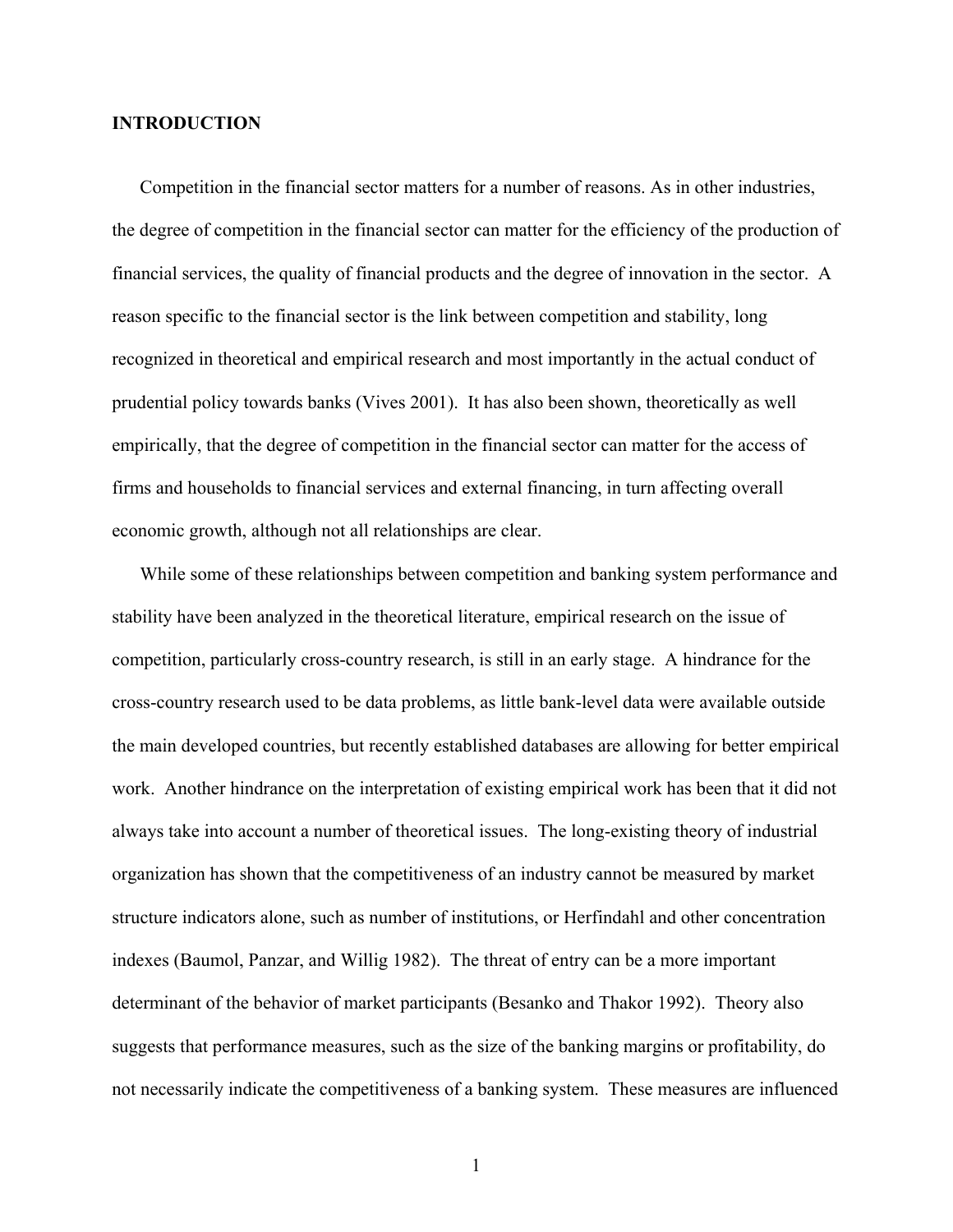## INTRODUCTION

Competition in the financial sector matters for a number of reasons. As in other industries, the degree of competition in the financial sector can matter for the efficiency of the production of financial services, the quality of financial products and the degree of innovation in the sector. A reason specific to the financial sector is the link between competition and stability, long recognized in theoretical and empirical research and most importantly in the actual conduct of prudential policy towards banks (Vives 2001). It has also been shown, theoretically as well empirically, that the degree of competition in the financial sector can matter for the access of firms and households to financial services and external financing, in turn affecting overall economic growth, although not all relationships are clear.

While some of these relationships between competition and banking system performance and stability have been analyzed in the theoretical literature, empirical research on the issue of competition, particularly cross-country research, is still in an early stage. A hindrance for the cross-country research used to be data problems, as little bank-level data were available outside the main developed countries, but recently established databases are allowing for better empirical work. Another hindrance on the interpretation of existing empirical work has been that it did not always take into account a number of theoretical issues. The long-existing theory of industrial organization has shown that the competitiveness of an industry cannot be measured by market structure indicators alone, such as number of institutions, or Herfindahl and other concentration indexes (Baumol, Panzar, and Willig 1982). The threat of entry can be a more important determinant of the behavior of market participants (Besanko and Thakor 1992). Theory also suggests that performance measures, such as the size of the banking margins or profitability, do not necessarily indicate the competitiveness of a banking system. These measures are influenced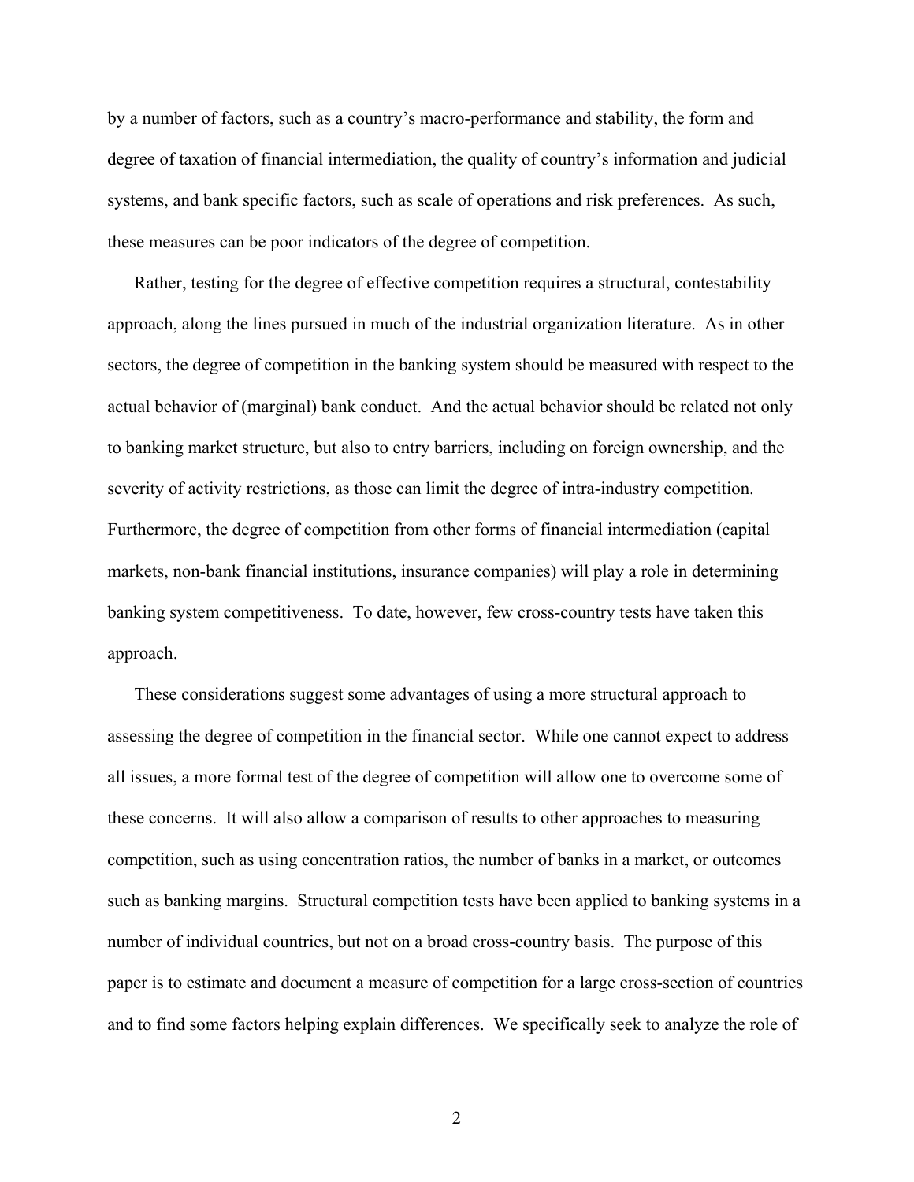by a number of factors, such as a country's macro-performance and stability, the form and degree of taxation of financial intermediation, the quality of country's information and judicial systems, and bank specific factors, such as scale of operations and risk preferences. As such, these measures can be poor indicators of the degree of competition.

Rather, testing for the degree of effective competition requires a structural, contestability approach, along the lines pursued in much of the industrial organization literature. As in other sectors, the degree of competition in the banking system should be measured with respect to the actual behavior of (marginal) bank conduct. And the actual behavior should be related not only to banking market structure, but also to entry barriers, including on foreign ownership, and the severity of activity restrictions, as those can limit the degree of intra-industry competition. Furthermore, the degree of competition from other forms of financial intermediation (capital markets, non-bank financial institutions, insurance companies) will play a role in determining banking system competitiveness. To date, however, few cross-country tests have taken this approach.

These considerations suggest some advantages of using a more structural approach to assessing the degree of competition in the financial sector. While one cannot expect to address all issues, a more formal test of the degree of competition will allow one to overcome some of these concerns. It will also allow a comparison of results to other approaches to measuring competition, such as using concentration ratios, the number of banks in a market, or outcomes such as banking margins. Structural competition tests have been applied to banking systems in a number of individual countries, but not on a broad cross-country basis. The purpose of this paper is to estimate and document a measure of competition for a large cross-section of countries and to find some factors helping explain differences. We specifically seek to analyze the role of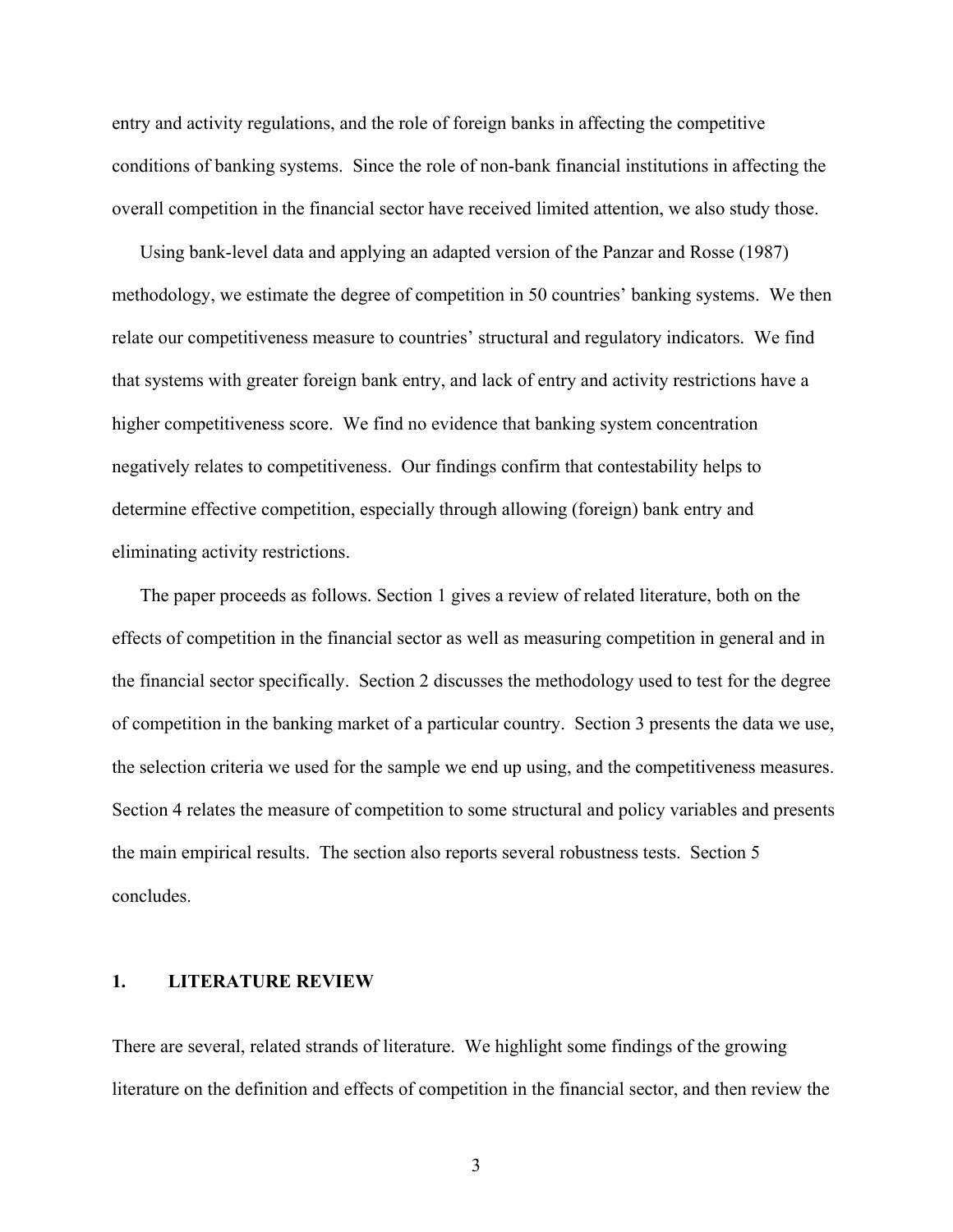entry and activity regulations, and the role of foreign banks in affecting the competitive conditions of banking systems. Since the role of non-bank financial institutions in affecting the overall competition in the financial sector have received limited attention, we also study those.

Using bank-level data and applying an adapted version of the Panzar and Rosse (1987) methodology, we estimate the degree of competition in 50 countries' banking systems. We then relate our competitiveness measure to countries' structural and regulatory indicators. We find that systems with greater foreign bank entry, and lack of entry and activity restrictions have a higher competitiveness score. We find no evidence that banking system concentration negatively relates to competitiveness. Our findings confirm that contestability helps to determine effective competition, especially through allowing (foreign) bank entry and eliminating activity restrictions.

The paper proceeds as follows. Section 1 gives a review of related literature, both on the effects of competition in the financial sector as well as measuring competition in general and in the financial sector specifically. Section 2 discusses the methodology used to test for the degree of competition in the banking market of a particular country. Section 3 presents the data we use, the selection criteria we used for the sample we end up using, and the competitiveness measures. Section 4 relates the measure of competition to some structural and policy variables and presents the main empirical results. The section also reports several robustness tests. Section 5 concludes.

## 1. LITERATURE REVIEW

There are several, related strands of literature. We highlight some findings of the growing literature on the definition and effects of competition in the financial sector, and then review the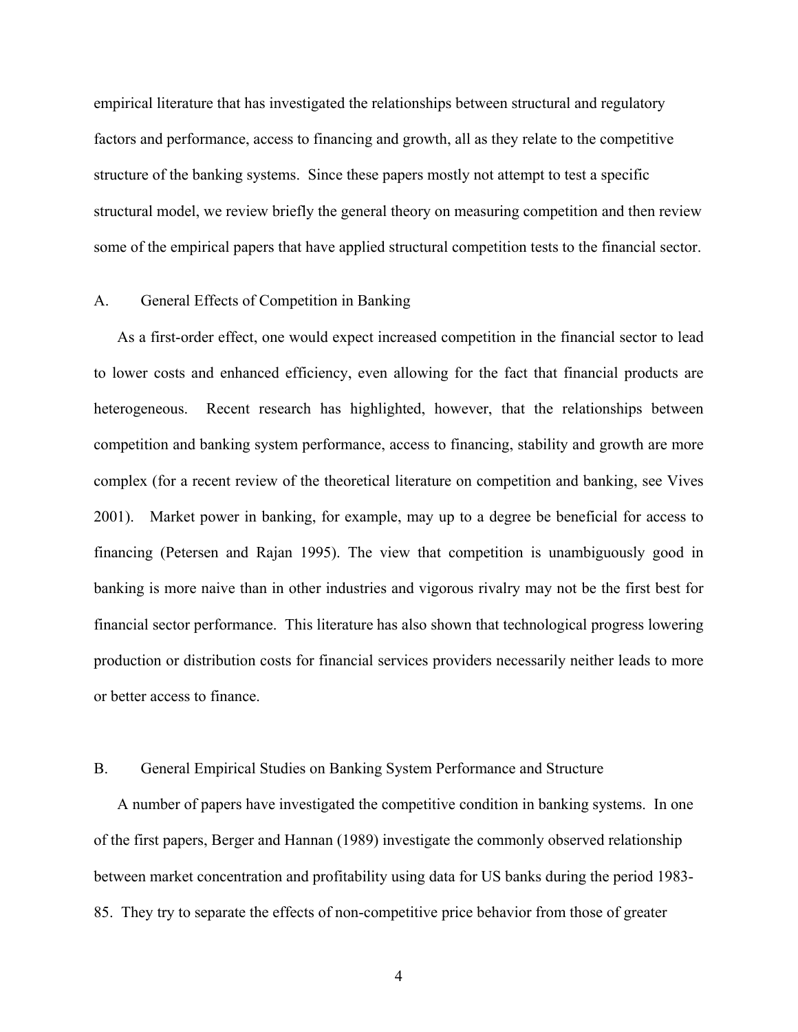empirical literature that has investigated the relationships between structural and regulatory factors and performance, access to financing and growth, all as they relate to the competitive structure of the banking systems. Since these papers mostly not attempt to test a specific structural model, we review briefly the general theory on measuring competition and then review some of the empirical papers that have applied structural competition tests to the financial sector.

## A. General Effects of Competition in Banking

As a first-order effect, one would expect increased competition in the financial sector to lead to lower costs and enhanced efficiency, even allowing for the fact that financial products are heterogeneous. Recent research has highlighted, however, that the relationships between competition and banking system performance, access to financing, stability and growth are more complex (for a recent review of the theoretical literature on competition and banking, see Vives 2001). Market power in banking, for example, may up to a degree be beneficial for access to financing (Petersen and Rajan 1995). The view that competition is unambiguously good in banking is more naive than in other industries and vigorous rivalry may not be the first best for financial sector performance. This literature has also shown that technological progress lowering production or distribution costs for financial services providers necessarily neither leads to more or better access to finance.

## B. General Empirical Studies on Banking System Performance and Structure

A number of papers have investigated the competitive condition in banking systems. In one of the first papers, Berger and Hannan (1989) investigate the commonly observed relationship between market concentration and profitability using data for US banks during the period 1983-85. They try to separate the effects of non-competitive price behavior from those of greater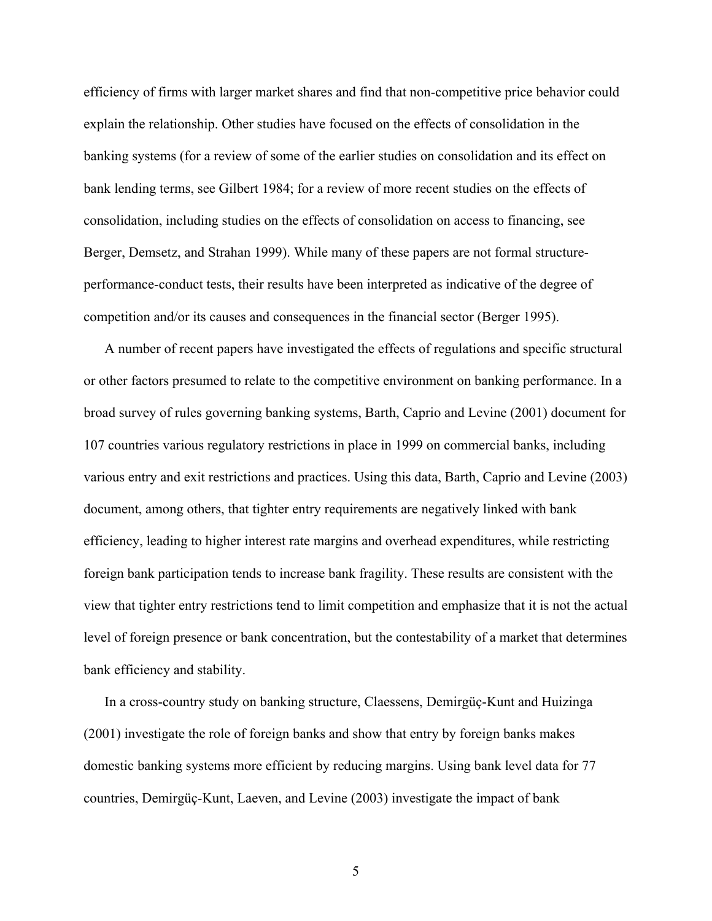efficiency of firms with larger market shares and find that non-competitive price behavior could explain the relationship. Other studies have focused on the effects of consolidation in the banking systems (for a review of some of the earlier studies on consolidation and its effect on bank lending terms, see Gilbert 1984; for a review of more recent studies on the effects of consolidation, including studies on the effects of consolidation on access to financing, see Berger, Demsetz, and Strahan 1999). While many of these papers are not formal structure-performance-conduct tests, their results have been interpreted as indicative of the degree of competition and/or its causes and consequences in the financial sector (Berger 1995).

A number of recent papers have investigated the effects of regulations and specific structural or other factors presumed to relate to the competitive environment on banking performance. In a broad survey of rules governing banking systems, Barth, Caprio and Levine (2001) document for 107 countries various regulatory restrictions in place in 1999 on commercial banks, including various entry and exit restrictions and practices. Using this data, Barth, Caprio and Levine (2003) document, among others, that tighter entry requirements are negatively linked with bank efficiency, leading to higher interest rate margins and overhead expenditures, while restricting foreign bank participation tends to increase bank fragility. These results are consistent with the view that tighter entry restrictions tend to limit competition and emphasize that it is not the actual level of foreign presence or bank concentration, but the contestability of a market that determines bank efficiency and stability.

In a cross-country study on banking structure, Claessens, Demirgüç-Kunt and Huizinga (2001) investigate the role of foreign banks and show that entry by foreign banks makes domestic banking systems more efficient by reducing margins. Using bank level data for 77 countries, Demirgüç-Kunt, Laeven, and Levine (2003) investigate the impact of bank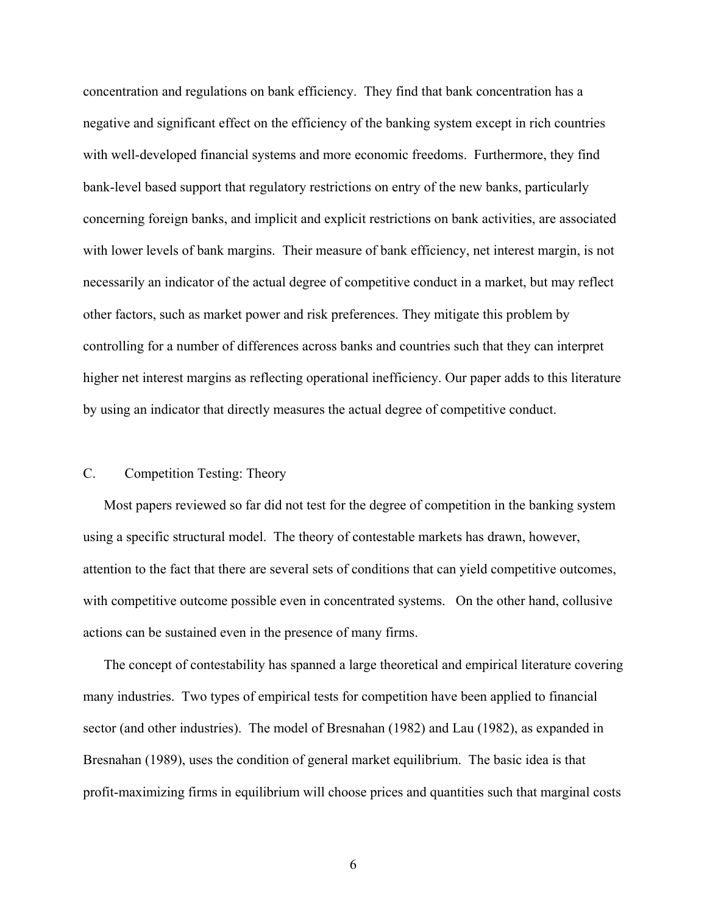concentration and regulations on bank efficiency. They find that bank concentration has a negative and significant effect on the efficiency of the banking system except in rich countries with well-developed financial systems and more economic freedoms. Furthermore, they find bank-level based support that regulatory restrictions on entry of the new banks, particularly concerning foreign banks, and implicit and explicit restrictions on bank activities, are associated with lower levels of bank margins. Their measure of bank efficiency, net interest margin, is not necessarily an indicator of the actual degree of competitive conduct in a market, but may reflect other factors, such as market power and risk preferences. They mitigate this problem by controlling for a number of differences across banks and countries such that they can interpret higher net interest margins as reflecting operational inefficiency. Our paper adds to this literature by using an indicator that directly measures the actual degree of competitive conduct.

### C. Competition Testing: Theory

Most papers reviewed so far did not test for the degree of competition in the banking system using a specific structural model. The theory of contestable markets has drawn, however, attention to the fact that there are several sets of conditions that can yield competitive outcomes, with competitive outcome possible even in concentrated systems. On the other hand, collusive actions can be sustained even in the presence of many firms.

The concept of contestability has spanned a large theoretical and empirical literature covering many industries. Two types of empirical tests for competition have been applied to financial sector (and other industries). The model of Bresnahan (1982) and Lau (1982), as expanded in Bresnahan (1989), uses the condition of general market equilibrium. The basic idea is that profit-maximizing firms in equilibrium will choose prices and quantities such that marginal costs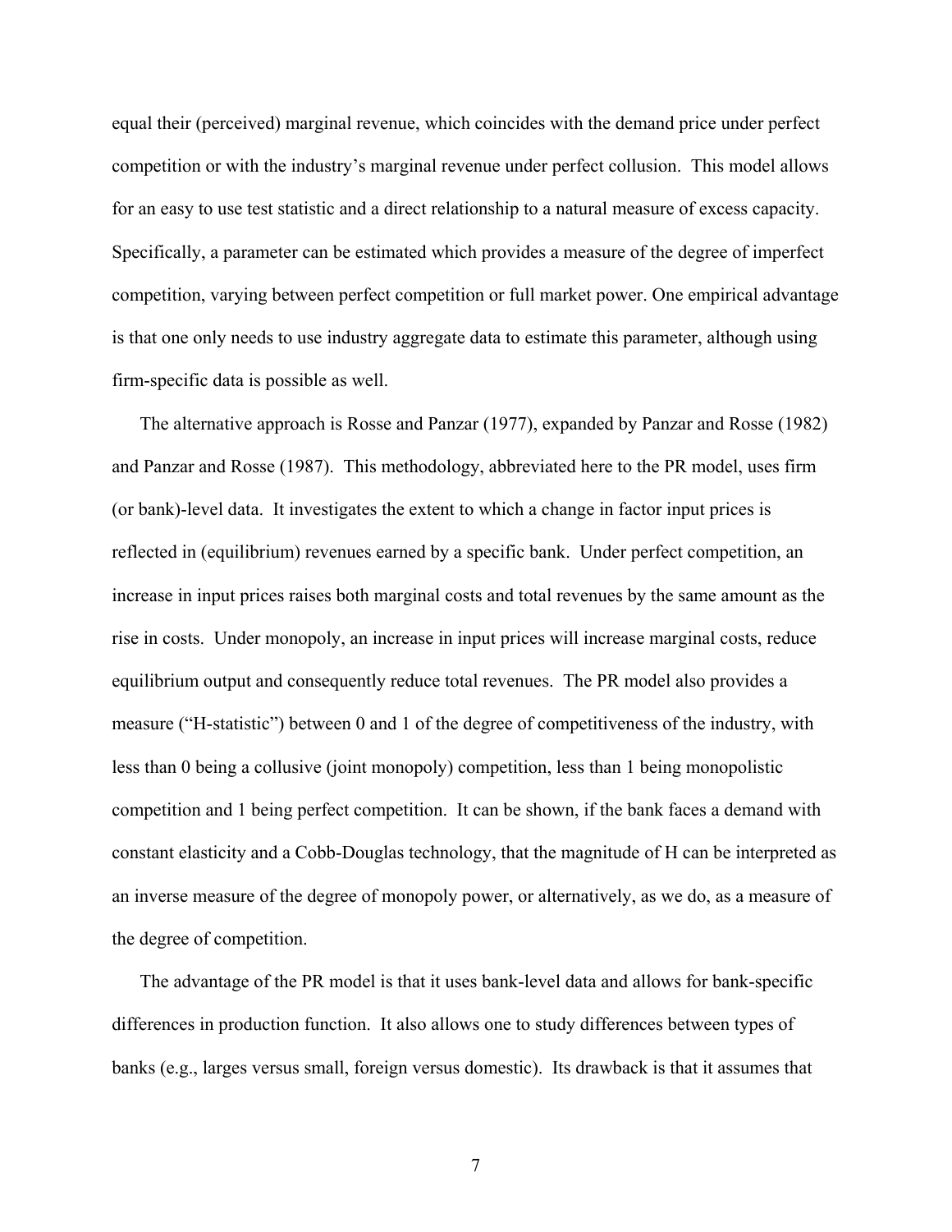equal their (perceived) marginal revenue, which coincides with the demand price under perfect competition or with the industry's marginal revenue under perfect collusion. This model allows for an easy to use test statistic and a direct relationship to a natural measure of excess capacity. Specifically, a parameter can be estimated which provides a measure of the degree of imperfect competition, varying between perfect competition or full market power. One empirical advantage is that one only needs to use industry aggregate data to estimate this parameter, although using firm-specific data is possible as well.

The alternative approach is Rosse and Panzar (1977), expanded by Panzar and Rosse (1982) and Panzar and Rosse (1987). This methodology, abbreviated here to the PR model, uses firm (or bank)-level data. It investigates the extent to which a change in factor input prices is reflected in (equilibrium) revenues earned by a specific bank. Under perfect competition, an increase in input prices raises both marginal costs and total revenues by the same amount as the rise in costs. Under monopoly, an increase in input prices will increase marginal costs, reduce equilibrium output and consequently reduce total revenues. The PR model also provides a measure ("H-statistic") between 0 and 1 of the degree of competitiveness of the industry, with less than 0 being a collusive (joint monopoly) competition, less than 1 being monopolistic competition and 1 being perfect competition. It can be shown, if the bank faces a demand with constant elasticity and a Cobb-Douglas technology, that the magnitude of H can be interpreted as an inverse measure of the degree of monopoly power, or alternatively, as we do, as a measure of the degree of competition.

The advantage of the PR model is that it uses bank-level data and allows for bank-specific differences in production function. It also allows one to study differences between types of banks (e.g., larges versus small, foreign versus domestic). Its drawback is that it assumes that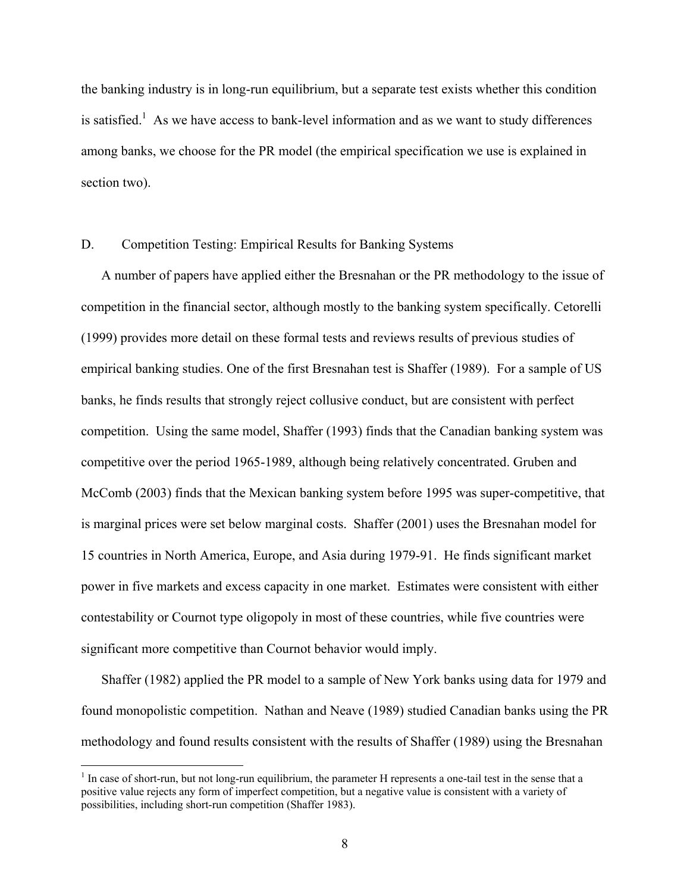the banking industry is in long-run equilibrium, but a separate test exists whether this condition is satisfied.[1] As we have access to bank-level information and as we want to study differences among banks, we choose for the PR model (the empirical specification we use is explained in section two).

### D. Competition Testing: Empirical Results for Banking Systems

A number of papers have applied either the Bresnahan or the PR methodology to the issue of competition in the financial sector, although mostly to the banking system specifically. Cetorelli (1999) provides more detail on these formal tests and reviews results of previous studies of empirical banking studies. One of the first Bresnahan test is Shaffer (1989). For a sample of US banks, he finds results that strongly reject collusive conduct, but are consistent with perfect competition. Using the same model, Shaffer (1993) finds that the Canadian banking system was competitive over the period 1965-1989, although being relatively concentrated. Gruben and McComb (2003) finds that the Mexican banking system before 1995 was super-competitive, that is marginal prices were set below marginal costs. Shaffer (2001) uses the Bresnahan model for 15 countries in North America, Europe, and Asia during 1979-91. He finds significant market power in five markets and excess capacity in one market. Estimates were consistent with either contestability or Cournot type oligopoly in most of these countries, while five countries were significant more competitive than Cournot behavior would imply.

Shaffer (1982) applied the PR model to a sample of New York banks using data for 1979 and found monopolistic competition. Nathan and Neave (1989) studied Canadian banks using the PR methodology and found results consistent with the results of Shaffer (1989) using the Bresnahan

[1] In case of short-run, but not long-run equilibrium, the parameter H represents a one-tail test in the sense that a positive value rejects any form of imperfect competition, but a negative value is consistent with a variety of possibilities, including short-run competition (Shaffer 1983).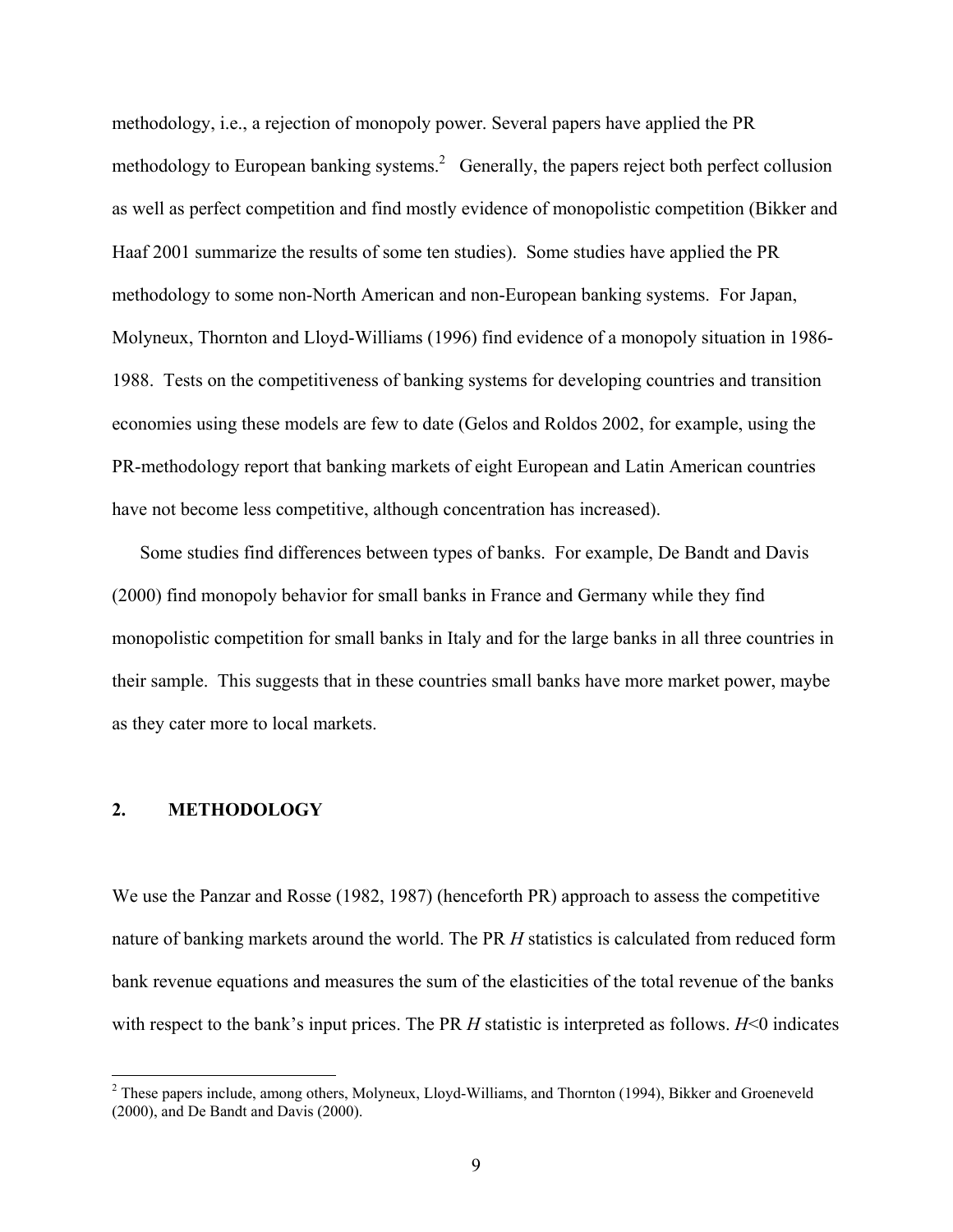methodology, i.e., a rejection of monopoly power. Several papers have applied the PR methodology to European banking systems.[2] Generally, the papers reject both perfect collusion as well as perfect competition and find mostly evidence of monopolistic competition (Bikker and Haaf 2001 summarize the results of some ten studies). Some studies have applied the PR methodology to some non-North American and non-European banking systems. For Japan, Molyneux, Thornton and Lloyd-Williams (1996) find evidence of a monopoly situation in 1986-1988. Tests on the competitiveness of banking systems for developing countries and transition economies using these models are few to date (Gelos and Roldos 2002, for example, using the PR-methodology report that banking markets of eight European and Latin American countries have not become less competitive, although concentration has increased).

Some studies find differences between types of banks. For example, De Bandt and Davis (2000) find monopoly behavior for small banks in France and Germany while they find monopolistic competition for small banks in Italy and for the large banks in all three countries in their sample. This suggests that in these countries small banks have more market power, maybe as they cater more to local markets.

## 2. METHODOLOGY

We use the Panzar and Rosse (1982, 1987) (henceforth PR) approach to assess the competitive nature of banking markets around the world. The PR $H$ statistics is calculated from reduced form bank revenue equations and measures the sum of the elasticities of the total revenue of the banks with respect to the bank's input prices. The PR $H$ statistic is interpreted as follows. $H<0$ indicates

[2] These papers include, among others, Molyneux, Lloyd-Williams, and Thornton (1994), Bikker and Groeneveld (2000), and De Bandt and Davis (2000).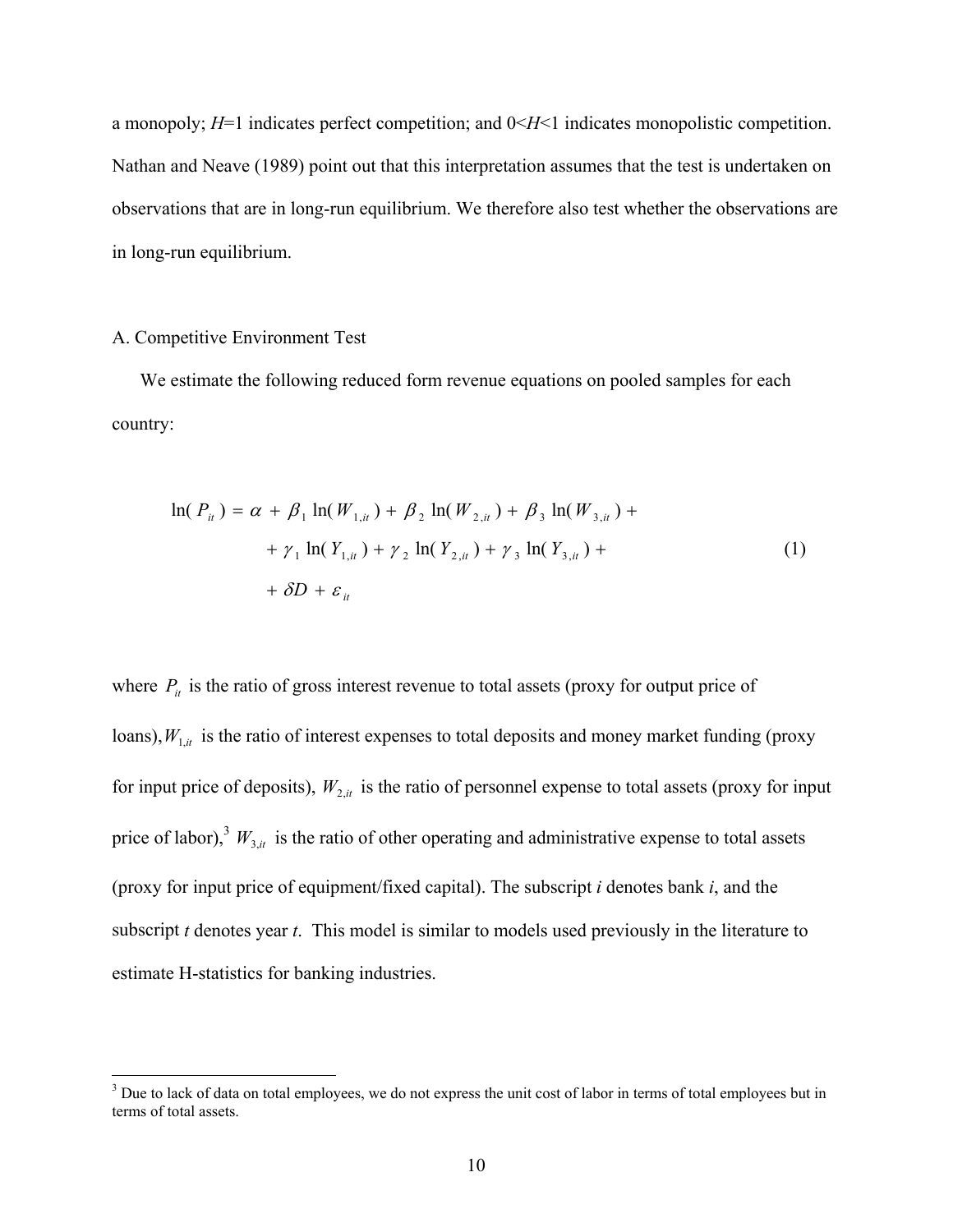a monopoly; $H$=1 indicates perfect competition; and $0<H<1$ indicates monopolistic competition. Nathan and Neave (1989) point out that this interpretation assumes that the test is undertaken on observations that are in long-run equilibrium. We therefore also test whether the observations are in long-run equilibrium.

### A. Competitive Environment Test

We estimate the following reduced form revenue equations on pooled samples for each country:

$$
\begin{aligned}
\ln(P_{it}) = \alpha + \beta_1 \ln(W_{1,it}) + \beta_2 \ln(W_{2,it}) + \beta_3 \ln(W_{3,it}) + \\
+ \gamma_1 \ln(Y_{1,it}) + \gamma_2 \ln(Y_{2,it}) + \gamma_3 \ln(Y_{3,it}) + \\
+ \delta D + \varepsilon_{it}
\end{aligned}
\tag{1}
$$

where $P_{it}$ is the ratio of gross interest revenue to total assets (proxy for output price of loans), $W_{1,it}$ is the ratio of interest expenses to total deposits and money market funding (proxy for input price of deposits), $W_{2,it}$ is the ratio of personnel expense to total assets (proxy for input price of labor),[3] $W_{3,it}$ is the ratio of other operating and administrative expense to total assets (proxy for input price of equipment/fixed capital). The subscript $i$ denotes bank $i$, and the subscript $t$ denotes year $t$. This model is similar to models used previously in the literature to estimate H-statistics for banking industries.

[3] Due to lack of data on total employees, we do not express the unit cost of labor in terms of total employees but in terms of total assets.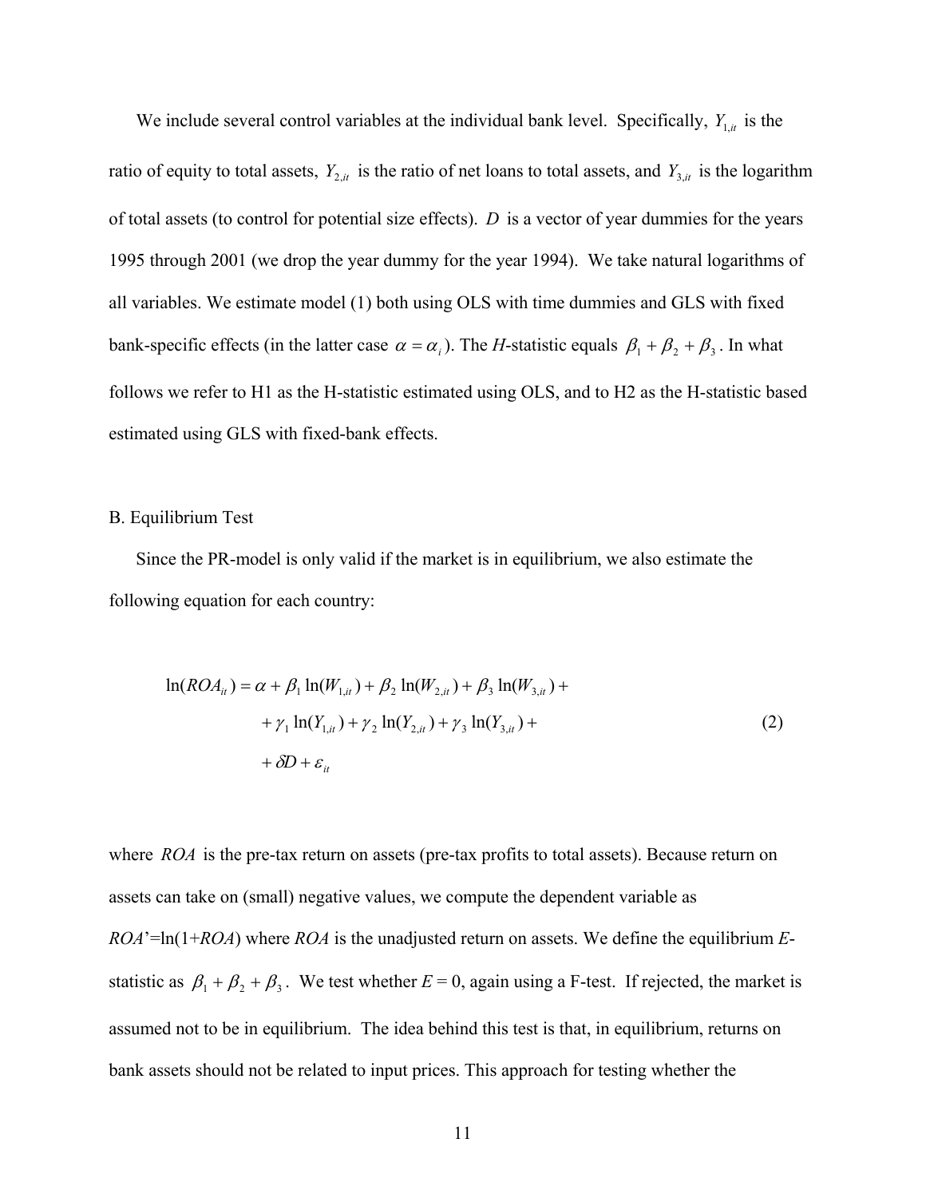We include several control variables at the individual bank level. Specifically, $Y_{1,it}$ is the ratio of equity to total assets, $Y_{2,it}$ is the ratio of net loans to total assets, and $Y_{3,it}$ is the logarithm of total assets (to control for potential size effects). $D$ is a vector of year dummies for the years 1995 through 2001 (we drop the year dummy for the year 1994). We take natural logarithms of all variables. We estimate model (1) both using OLS with time dummies and GLS with fixed bank-specific effects (in the latter case $\alpha = \alpha_i$). The *H*-statistic equals $\beta_1 + \beta_2 + \beta_3$. In what follows we refer to H1 as the H-statistic estimated using OLS, and to H2 as the H-statistic based estimated using GLS with fixed-bank effects.

B. Equilibrium Test

Since the PR-model is only valid if the market is in equilibrium, we also estimate the following equation for each country:

$$
\begin{aligned}
\ln(ROA_{it}) = \alpha &+ \beta_1 \ln(W_{1,it}) + \beta_2 \ln(W_{2,it}) + \beta_3 \ln(W_{3,it}) + \\
&+ \gamma_1 \ln(Y_{1,it}) + \gamma_2 \ln(Y_{2,it}) + \gamma_3 \ln(Y_{3,it}) + \\
&+ \delta D + \varepsilon_{it}
\end{aligned}
\tag{2}
$$

where $ROA$ is the pre-tax return on assets (pre-tax profits to total assets). Because return on assets can take on (small) negative values, we compute the dependent variable as $ROA'=\ln(1+ROA)$ where $ROA$ is the unadjusted return on assets. We define the equilibrium *E*-statistic as $\beta_1 + \beta_2 + \beta_3$. We test whether $E = 0$, again using a F-test. If rejected, the market is assumed not to be in equilibrium. The idea behind this test is that, in equilibrium, returns on bank assets should not be related to input prices. This approach for testing whether the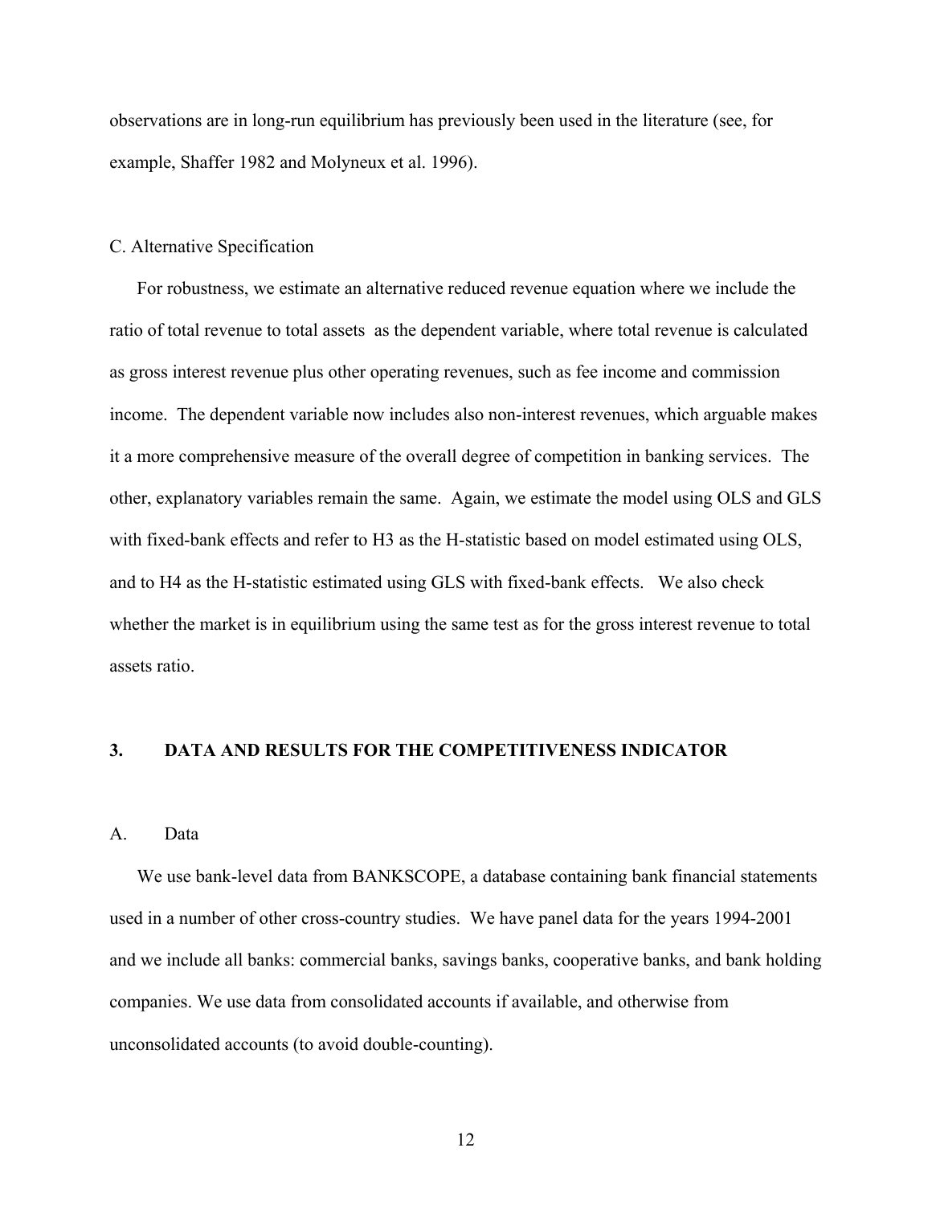observations are in long-run equilibrium has previously been used in the literature (see, for example, Shaffer 1982 and Molyneux et al. 1996).

### C. Alternative Specification

For robustness, we estimate an alternative reduced revenue equation where we include the ratio of total revenue to total assets as the dependent variable, where total revenue is calculated as gross interest revenue plus other operating revenues, such as fee income and commission income. The dependent variable now includes also non-interest revenues, which arguable makes it a more comprehensive measure of the overall degree of competition in banking services. The other, explanatory variables remain the same. Again, we estimate the model using OLS and GLS with fixed-bank effects and refer to H3 as the H-statistic based on model estimated using OLS, and to H4 as the H-statistic estimated using GLS with fixed-bank effects. We also check whether the market is in equilibrium using the same test as for the gross interest revenue to total assets ratio.

## 3. DATA AND RESULTS FOR THE COMPETITIVENESS INDICATOR

### A. Data

We use bank-level data from BANKSCOPE, a database containing bank financial statements used in a number of other cross-country studies. We have panel data for the years 1994-2001 and we include all banks: commercial banks, savings banks, cooperative banks, and bank holding companies. We use data from consolidated accounts if available, and otherwise from unconsolidated accounts (to avoid double-counting).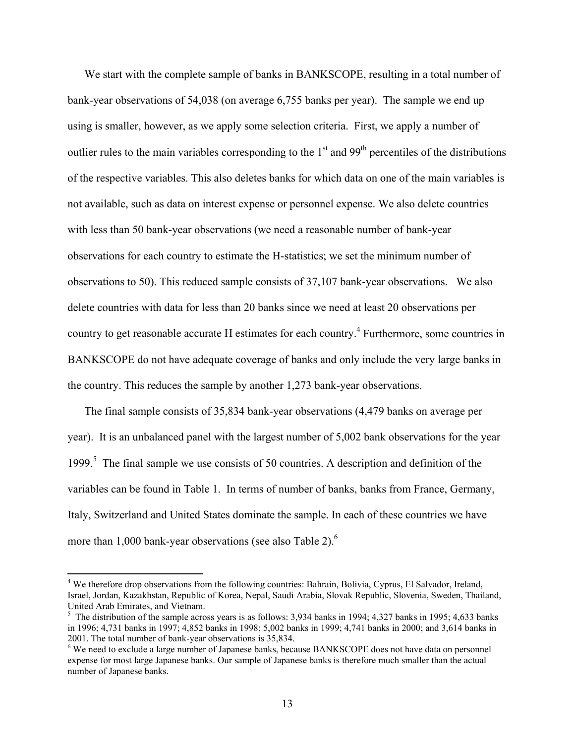We start with the complete sample of banks in BANKSCOPE, resulting in a total number of bank-year observations of 54,038 (on average 6,755 banks per year). The sample we end up using is smaller, however, as we apply some selection criteria. First, we apply a number of outlier rules to the main variables corresponding to the 1st and 99th percentiles of the distributions of the respective variables. This also deletes banks for which data on one of the main variables is not available, such as data on interest expense or personnel expense. We also delete countries with less than 50 bank-year observations (we need a reasonable number of bank-year observations for each country to estimate the H-statistics; we set the minimum number of observations to 50). This reduced sample consists of 37,107 bank-year observations. We also delete countries with data for less than 20 banks since we need at least 20 observations per country to get reasonable accurate H estimates for each country.[4] Furthermore, some countries in BANKSCOPE do not have adequate coverage of banks and only include the very large banks in the country. This reduces the sample by another 1,273 bank-year observations.

The final sample consists of 35,834 bank-year observations (4,479 banks on average per year). It is an unbalanced panel with the largest number of 5,002 bank observations for the year 1999.[5] The final sample we use consists of 50 countries. A description and definition of the variables can be found in Table 1. In terms of number of banks, banks from France, Germany, Italy, Switzerland and United States dominate the sample. In each of these countries we have more than 1,000 bank-year observations (see also Table 2).[6]

---

[4] We therefore drop observations from the following countries: Bahrain, Bolivia, Cyprus, El Salvador, Ireland, Israel, Jordan, Kazakhstan, Republic of Korea, Nepal, Saudi Arabia, Slovak Republic, Slovenia, Sweden, Thailand, United Arab Emirates, and Vietnam.

[5] The distribution of the sample across years is as follows: 3,934 banks in 1994; 4,327 banks in 1995; 4,633 banks in 1996; 4,731 banks in 1997; 4,852 banks in 1998; 5,002 banks in 1999; 4,741 banks in 2000; and 3,614 banks in 2001. The total number of bank-year observations is 35,834.

[6] We need to exclude a large number of Japanese banks, because BANKSCOPE does not have data on personnel expense for most large Japanese banks. Our sample of Japanese banks is therefore much smaller than the actual number of Japanese banks.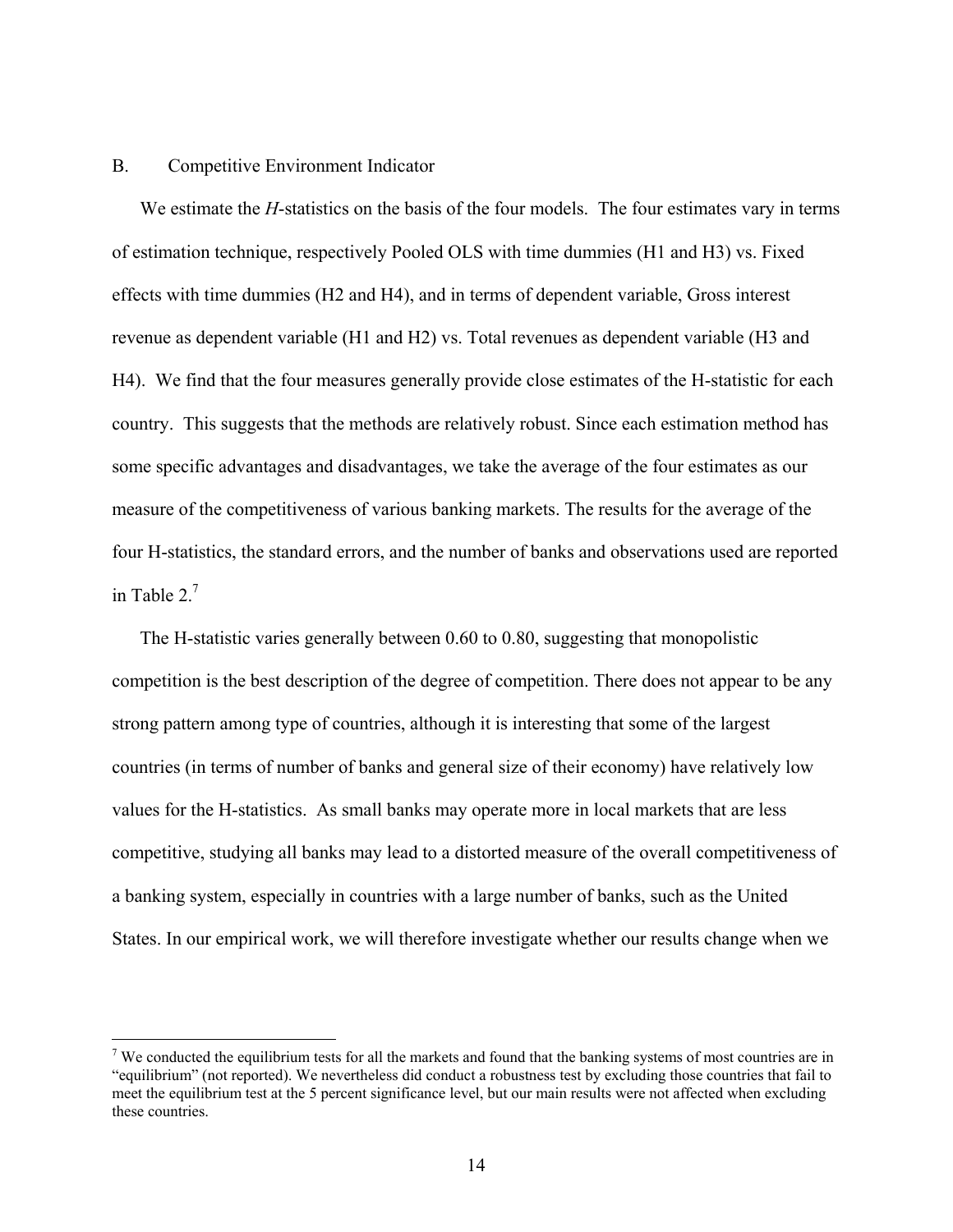## B. Competitive Environment Indicator

We estimate the *H*-statistics on the basis of the four models. The four estimates vary in terms of estimation technique, respectively Pooled OLS with time dummies (H1 and H3) vs. Fixed effects with time dummies (H2 and H4), and in terms of dependent variable, Gross interest revenue as dependent variable (H1 and H2) vs. Total revenues as dependent variable (H3 and H4). We find that the four measures generally provide close estimates of the H-statistic for each country. This suggests that the methods are relatively robust. Since each estimation method has some specific advantages and disadvantages, we take the average of the four estimates as our measure of the competitiveness of various banking markets. The results for the average of the four H-statistics, the standard errors, and the number of banks and observations used are reported in Table 2.[7]

The H-statistic varies generally between 0.60 to 0.80, suggesting that monopolistic competition is the best description of the degree of competition. There does not appear to be any strong pattern among type of countries, although it is interesting that some of the largest countries (in terms of number of banks and general size of their economy) have relatively low values for the H-statistics. As small banks may operate more in local markets that are less competitive, studying all banks may lead to a distorted measure of the overall competitiveness of a banking system, especially in countries with a large number of banks, such as the United States. In our empirical work, we will therefore investigate whether our results change when we

---

[7] We conducted the equilibrium tests for all the markets and found that the banking systems of most countries are in "equilibrium" (not reported). We nevertheless did conduct a robustness test by excluding those countries that fail to meet the equilibrium test at the 5 percent significance level, but our main results were not affected when excluding these countries.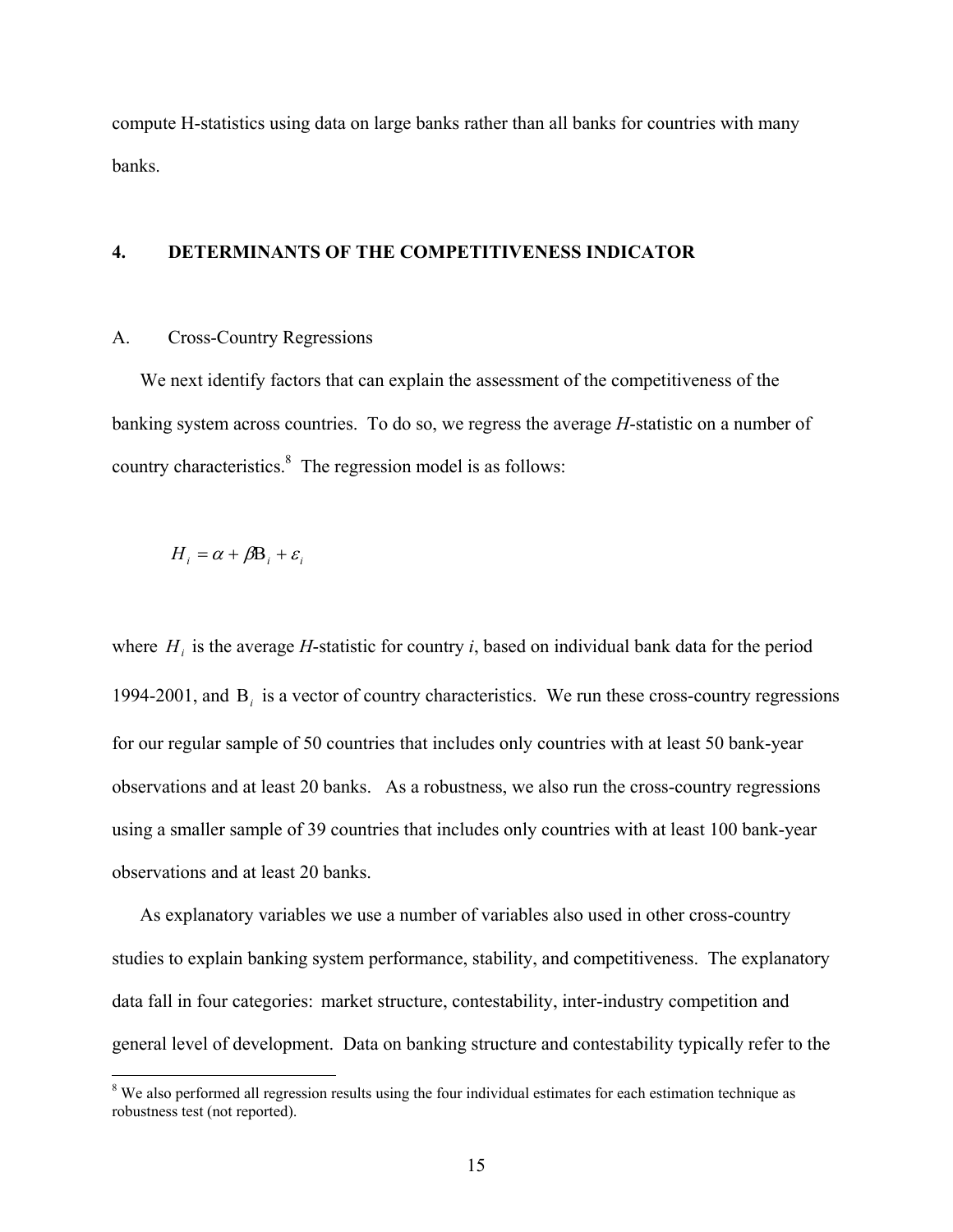compute H-statistics using data on large banks rather than all banks for countries with many banks.

## 4. DETERMINANTS OF THE COMPETITIVENESS INDICATOR

### A. Cross-Country Regressions

We next identify factors that can explain the assessment of the competitiveness of the banking system across countries. To do so, we regress the average *H*-statistic on a number of country characteristics.[8] The regression model is as follows:

$$H_i = \alpha + \beta \mathrm{B}_i + \varepsilon_i$$

where $H_i$ is the average *H*-statistic for country *i*, based on individual bank data for the period 1994-2001, and $\mathrm{B}_i$ is a vector of country characteristics. We run these cross-country regressions for our regular sample of 50 countries that includes only countries with at least 50 bank-year observations and at least 20 banks. As a robustness, we also run the cross-country regressions using a smaller sample of 39 countries that includes only countries with at least 100 bank-year observations and at least 20 banks.

As explanatory variables we use a number of variables also used in other cross-country studies to explain banking system performance, stability, and competitiveness. The explanatory data fall in four categories: market structure, contestability, inter-industry competition and general level of development. Data on banking structure and contestability typically refer to the

[8] We also performed all regression results using the four individual estimates for each estimation technique as robustness test (not reported).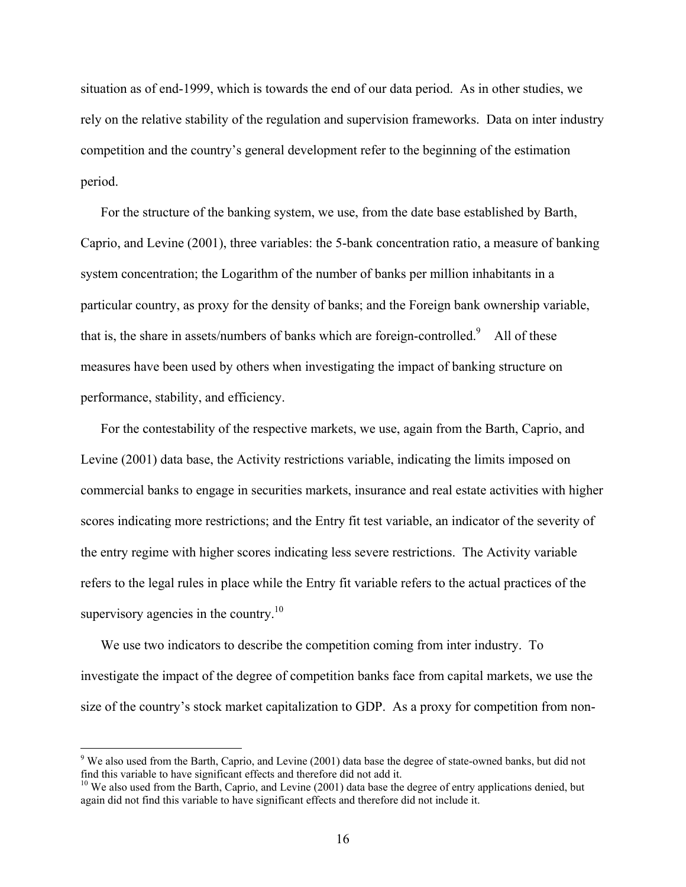situation as of end-1999, which is towards the end of our data period. As in other studies, we rely on the relative stability of the regulation and supervision frameworks. Data on inter industry competition and the country's general development refer to the beginning of the estimation period.

For the structure of the banking system, we use, from the date base established by Barth, Caprio, and Levine (2001), three variables: the 5-bank concentration ratio, a measure of banking system concentration; the Logarithm of the number of banks per million inhabitants in a particular country, as proxy for the density of banks; and the Foreign bank ownership variable, that is, the share in assets/numbers of banks which are foreign-controlled.[9] All of these measures have been used by others when investigating the impact of banking structure on performance, stability, and efficiency.

For the contestability of the respective markets, we use, again from the Barth, Caprio, and Levine (2001) data base, the Activity restrictions variable, indicating the limits imposed on commercial banks to engage in securities markets, insurance and real estate activities with higher scores indicating more restrictions; and the Entry fit test variable, an indicator of the severity of the entry regime with higher scores indicating less severe restrictions. The Activity variable refers to the legal rules in place while the Entry fit variable refers to the actual practices of the supervisory agencies in the country.[10]

We use two indicators to describe the competition coming from inter industry. To investigate the impact of the degree of competition banks face from capital markets, we use the size of the country's stock market capitalization to GDP. As a proxy for competition from non-

---

[9] We also used from the Barth, Caprio, and Levine (2001) data base the degree of state-owned banks, but did not find this variable to have significant effects and therefore did not add it.

[10] We also used from the Barth, Caprio, and Levine (2001) data base the degree of entry applications denied, but again did not find this variable to have significant effects and therefore did not include it.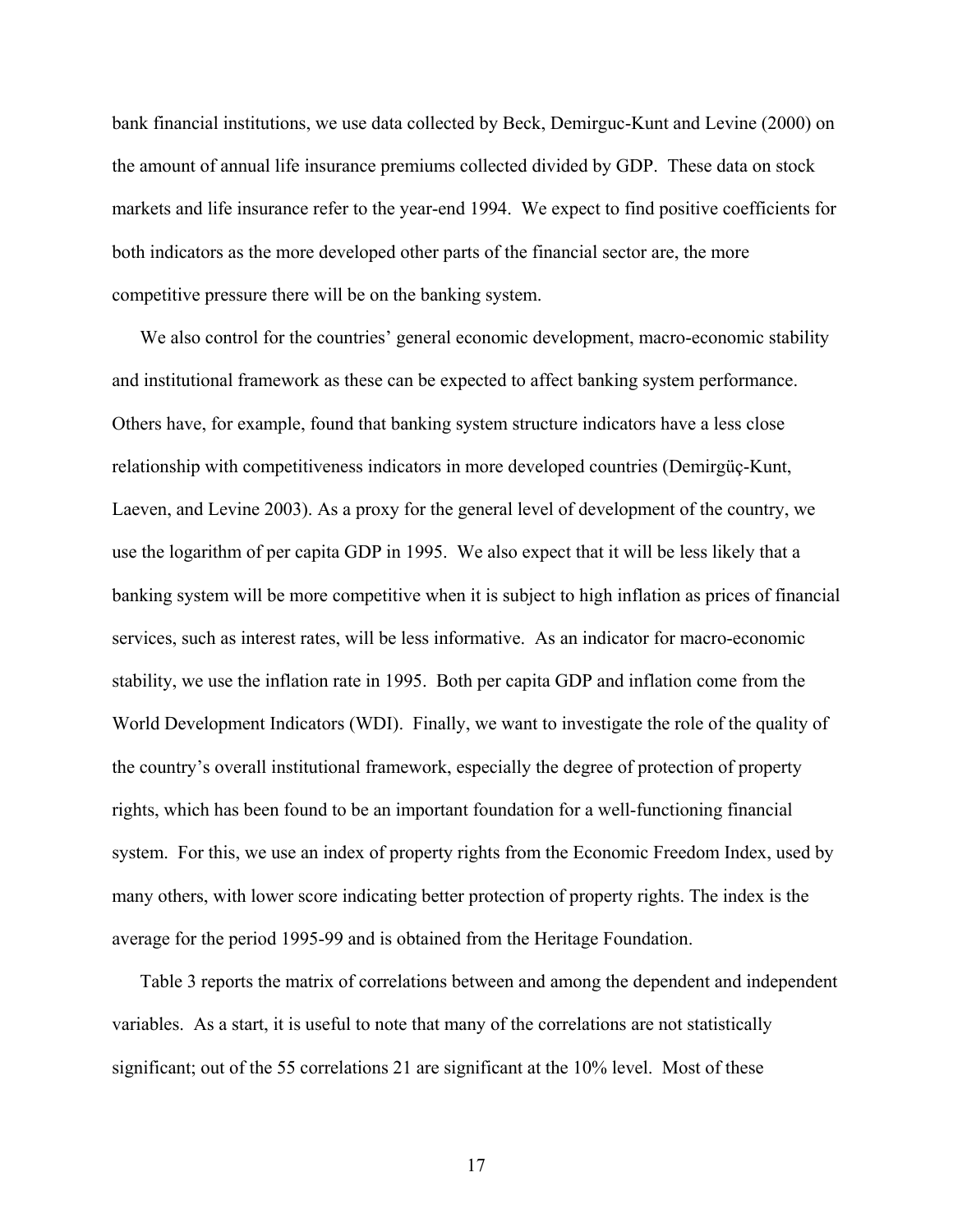bank financial institutions, we use data collected by Beck, Demirguc-Kunt and Levine (2000) on the amount of annual life insurance premiums collected divided by GDP. These data on stock markets and life insurance refer to the year-end 1994. We expect to find positive coefficients for both indicators as the more developed other parts of the financial sector are, the more competitive pressure there will be on the banking system.

We also control for the countries' general economic development, macro-economic stability and institutional framework as these can be expected to affect banking system performance. Others have, for example, found that banking system structure indicators have a less close relationship with competitiveness indicators in more developed countries (Demirgüç-Kunt, Laeven, and Levine 2003). As a proxy for the general level of development of the country, we use the logarithm of per capita GDP in 1995. We also expect that it will be less likely that a banking system will be more competitive when it is subject to high inflation as prices of financial services, such as interest rates, will be less informative. As an indicator for macro-economic stability, we use the inflation rate in 1995. Both per capita GDP and inflation come from the World Development Indicators (WDI). Finally, we want to investigate the role of the quality of the country's overall institutional framework, especially the degree of protection of property rights, which has been found to be an important foundation for a well-functioning financial system. For this, we use an index of property rights from the Economic Freedom Index, used by many others, with lower score indicating better protection of property rights. The index is the average for the period 1995-99 and is obtained from the Heritage Foundation.

Table 3 reports the matrix of correlations between and among the dependent and independent variables. As a start, it is useful to note that many of the correlations are not statistically significant; out of the 55 correlations 21 are significant at the 10% level. Most of these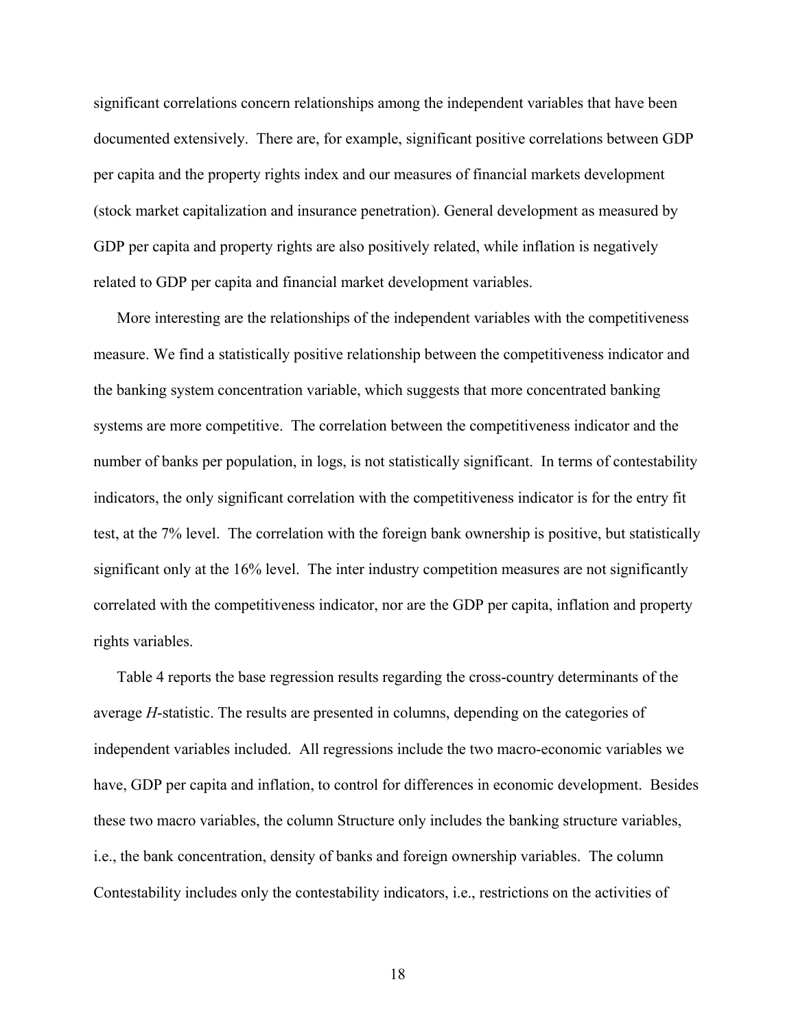significant correlations concern relationships among the independent variables that have been documented extensively. There are, for example, significant positive correlations between GDP per capita and the property rights index and our measures of financial markets development (stock market capitalization and insurance penetration). General development as measured by GDP per capita and property rights are also positively related, while inflation is negatively related to GDP per capita and financial market development variables.

More interesting are the relationships of the independent variables with the competitiveness measure. We find a statistically positive relationship between the competitiveness indicator and the banking system concentration variable, which suggests that more concentrated banking systems are more competitive. The correlation between the competitiveness indicator and the number of banks per population, in logs, is not statistically significant. In terms of contestability indicators, the only significant correlation with the competitiveness indicator is for the entry fit test, at the 7% level. The correlation with the foreign bank ownership is positive, but statistically significant only at the 16% level. The inter industry competition measures are not significantly correlated with the competitiveness indicator, nor are the GDP per capita, inflation and property rights variables.

Table 4 reports the base regression results regarding the cross-country determinants of the average *H*-statistic. The results are presented in columns, depending on the categories of independent variables included. All regressions include the two macro-economic variables we have, GDP per capita and inflation, to control for differences in economic development. Besides these two macro variables, the column Structure only includes the banking structure variables, i.e., the bank concentration, density of banks and foreign ownership variables. The column Contestability includes only the contestability indicators, i.e., restrictions on the activities of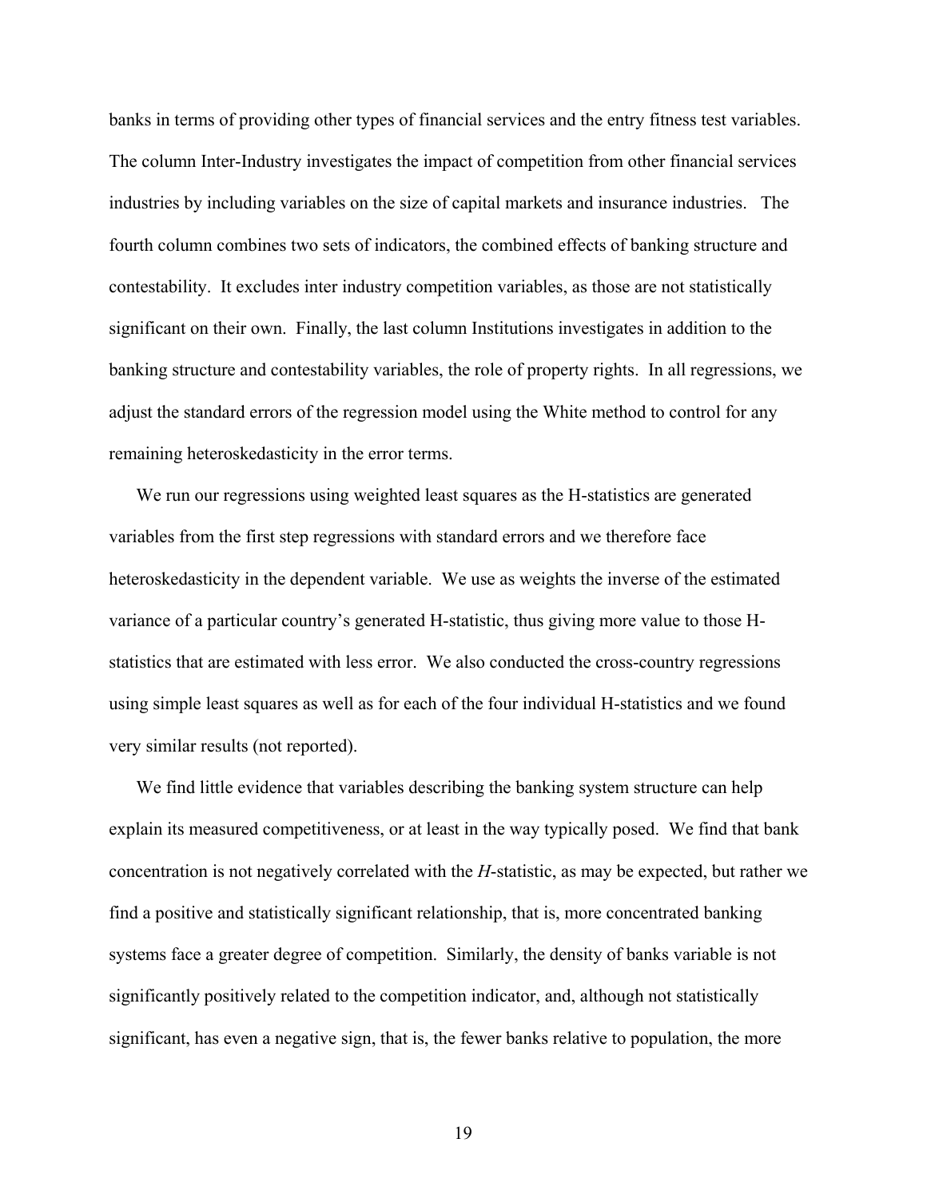banks in terms of providing other types of financial services and the entry fitness test variables. The column Inter-Industry investigates the impact of competition from other financial services industries by including variables on the size of capital markets and insurance industries. The fourth column combines two sets of indicators, the combined effects of banking structure and contestability. It excludes inter industry competition variables, as those are not statistically significant on their own. Finally, the last column Institutions investigates in addition to the banking structure and contestability variables, the role of property rights. In all regressions, we adjust the standard errors of the regression model using the White method to control for any remaining heteroskedasticity in the error terms.

We run our regressions using weighted least squares as the H-statistics are generated variables from the first step regressions with standard errors and we therefore face heteroskedasticity in the dependent variable. We use as weights the inverse of the estimated variance of a particular country's generated H-statistic, thus giving more value to those H-statistics that are estimated with less error. We also conducted the cross-country regressions using simple least squares as well as for each of the four individual H-statistics and we found very similar results (not reported).

We find little evidence that variables describing the banking system structure can help explain its measured competitiveness, or at least in the way typically posed. We find that bank concentration is not negatively correlated with the *H*-statistic, as may be expected, but rather we find a positive and statistically significant relationship, that is, more concentrated banking systems face a greater degree of competition. Similarly, the density of banks variable is not significantly positively related to the competition indicator, and, although not statistically significant, has even a negative sign, that is, the fewer banks relative to population, the more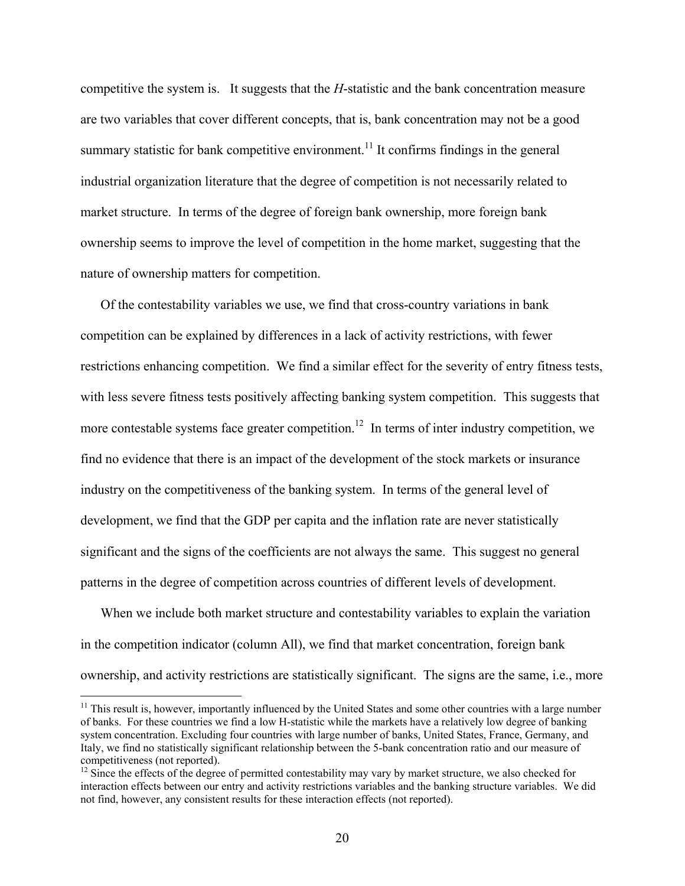competitive the system is. It suggests that the *H*-statistic and the bank concentration measure are two variables that cover different concepts, that is, bank concentration may not be a good summary statistic for bank competitive environment.[11] It confirms findings in the general industrial organization literature that the degree of competition is not necessarily related to market structure. In terms of the degree of foreign bank ownership, more foreign bank ownership seems to improve the level of competition in the home market, suggesting that the nature of ownership matters for competition.

Of the contestability variables we use, we find that cross-country variations in bank competition can be explained by differences in a lack of activity restrictions, with fewer restrictions enhancing competition. We find a similar effect for the severity of entry fitness tests, with less severe fitness tests positively affecting banking system competition. This suggests that more contestable systems face greater competition.[12] In terms of inter industry competition, we find no evidence that there is an impact of the development of the stock markets or insurance industry on the competitiveness of the banking system. In terms of the general level of development, we find that the GDP per capita and the inflation rate are never statistically significant and the signs of the coefficients are not always the same. This suggest no general patterns in the degree of competition across countries of different levels of development.

When we include both market structure and contestability variables to explain the variation in the competition indicator (column All), we find that market concentration, foreign bank ownership, and activity restrictions are statistically significant. The signs are the same, i.e., more

[11] This result is, however, importantly influenced by the United States and some other countries with a large number of banks. For these countries we find a low H-statistic while the markets have a relatively low degree of banking system concentration. Excluding four countries with large number of banks, United States, France, Germany, and Italy, we find no statistically significant relationship between the 5-bank concentration ratio and our measure of competitiveness (not reported).

[12] Since the effects of the degree of permitted contestability may vary by market structure, we also checked for interaction effects between our entry and activity restrictions variables and the banking structure variables. We did not find, however, any consistent results for these interaction effects (not reported).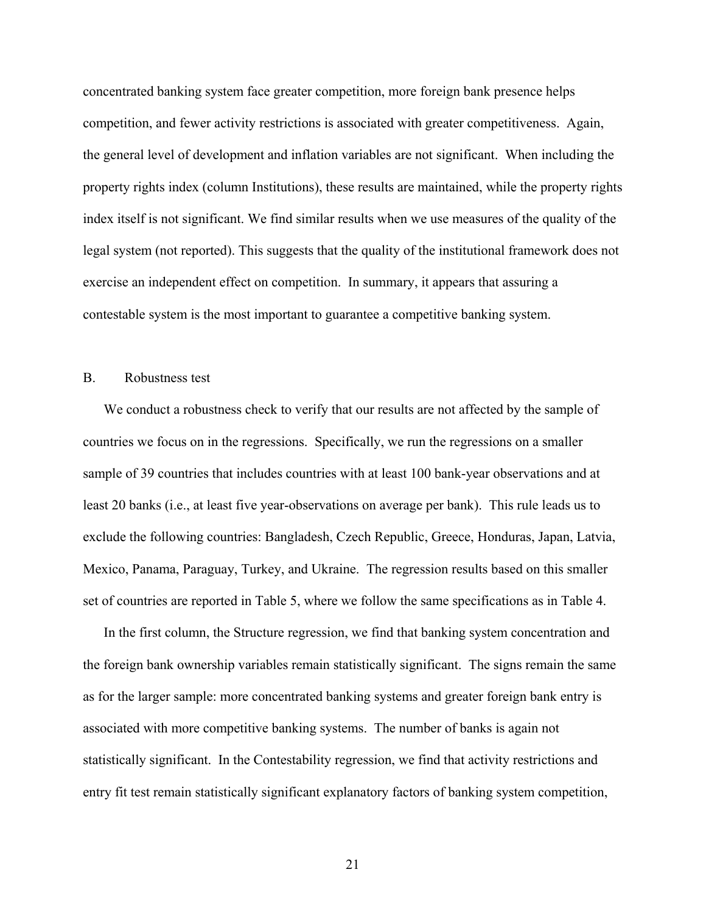concentrated banking system face greater competition, more foreign bank presence helps competition, and fewer activity restrictions is associated with greater competitiveness. Again, the general level of development and inflation variables are not significant. When including the property rights index (column Institutions), these results are maintained, while the property rights index itself is not significant. We find similar results when we use measures of the quality of the legal system (not reported). This suggests that the quality of the institutional framework does not exercise an independent effect on competition. In summary, it appears that assuring a contestable system is the most important to guarantee a competitive banking system.

### B. Robustness test

We conduct a robustness check to verify that our results are not affected by the sample of countries we focus on in the regressions. Specifically, we run the regressions on a smaller sample of 39 countries that includes countries with at least 100 bank-year observations and at least 20 banks (i.e., at least five year-observations on average per bank). This rule leads us to exclude the following countries: Bangladesh, Czech Republic, Greece, Honduras, Japan, Latvia, Mexico, Panama, Paraguay, Turkey, and Ukraine. The regression results based on this smaller set of countries are reported in Table 5, where we follow the same specifications as in Table 4.

In the first column, the Structure regression, we find that banking system concentration and the foreign bank ownership variables remain statistically significant. The signs remain the same as for the larger sample: more concentrated banking systems and greater foreign bank entry is associated with more competitive banking systems. The number of banks is again not statistically significant. In the Contestability regression, we find that activity restrictions and entry fit test remain statistically significant explanatory factors of banking system competition,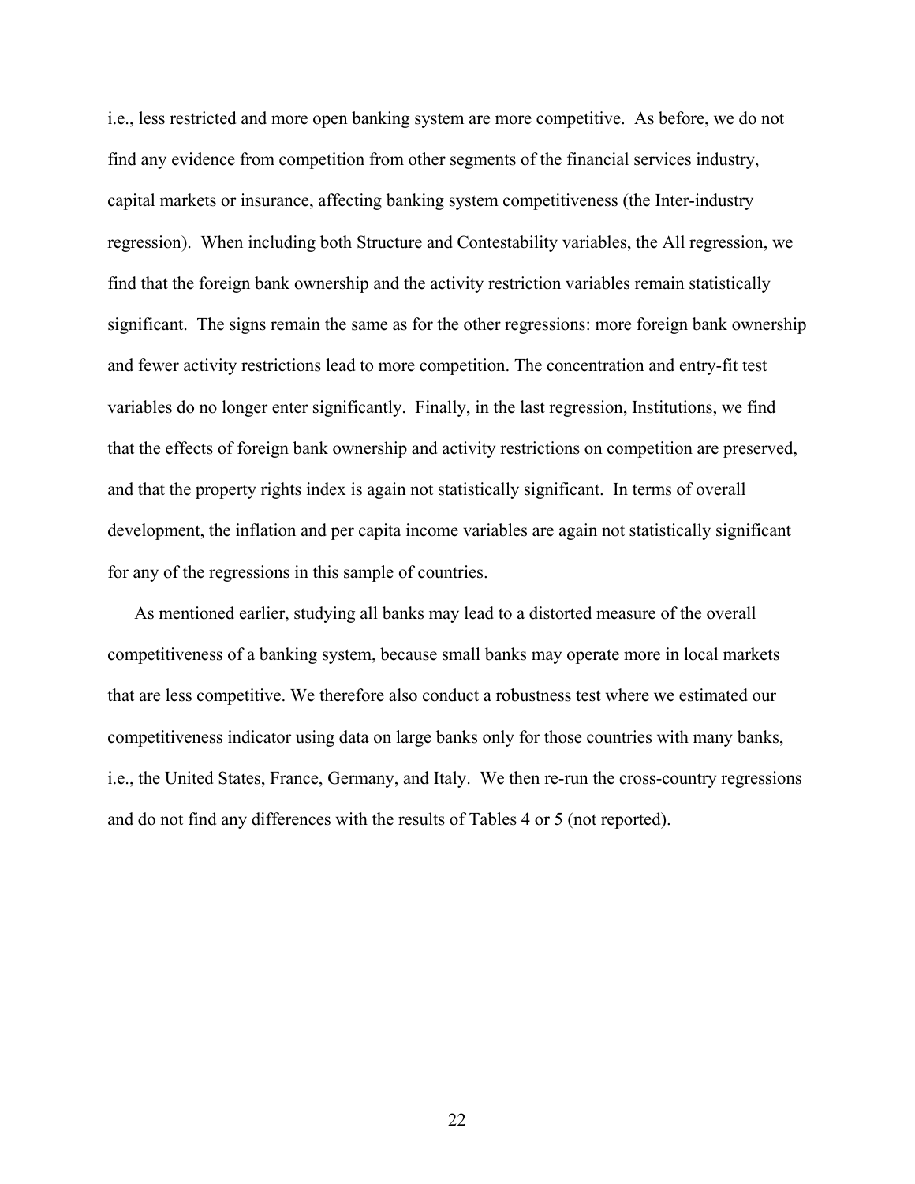i.e., less restricted and more open banking system are more competitive. As before, we do not find any evidence from competition from other segments of the financial services industry, capital markets or insurance, affecting banking system competitiveness (the Inter-industry regression). When including both Structure and Contestability variables, the All regression, we find that the foreign bank ownership and the activity restriction variables remain statistically significant. The signs remain the same as for the other regressions: more foreign bank ownership and fewer activity restrictions lead to more competition. The concentration and entry-fit test variables do no longer enter significantly. Finally, in the last regression, Institutions, we find that the effects of foreign bank ownership and activity restrictions on competition are preserved, and that the property rights index is again not statistically significant. In terms of overall development, the inflation and per capita income variables are again not statistically significant for any of the regressions in this sample of countries.

As mentioned earlier, studying all banks may lead to a distorted measure of the overall competitiveness of a banking system, because small banks may operate more in local markets that are less competitive. We therefore also conduct a robustness test where we estimated our competitiveness indicator using data on large banks only for those countries with many banks, i.e., the United States, France, Germany, and Italy. We then re-run the cross-country regressions and do not find any differences with the results of Tables 4 or 5 (not reported).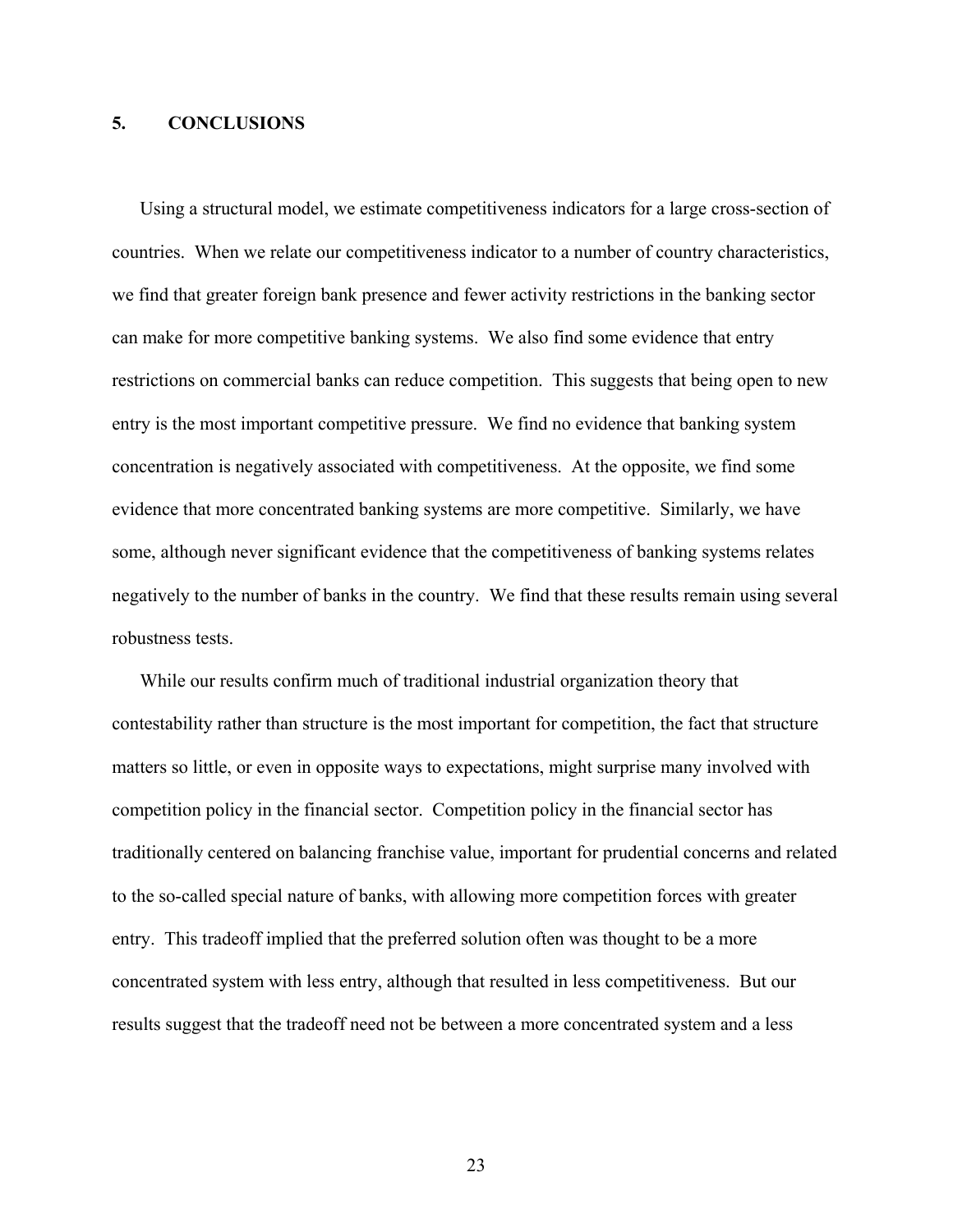## 5. CONCLUSIONS

Using a structural model, we estimate competitiveness indicators for a large cross-section of countries. When we relate our competitiveness indicator to a number of country characteristics, we find that greater foreign bank presence and fewer activity restrictions in the banking sector can make for more competitive banking systems. We also find some evidence that entry restrictions on commercial banks can reduce competition. This suggests that being open to new entry is the most important competitive pressure. We find no evidence that banking system concentration is negatively associated with competitiveness. At the opposite, we find some evidence that more concentrated banking systems are more competitive. Similarly, we have some, although never significant evidence that the competitiveness of banking systems relates negatively to the number of banks in the country. We find that these results remain using several robustness tests.

While our results confirm much of traditional industrial organization theory that contestability rather than structure is the most important for competition, the fact that structure matters so little, or even in opposite ways to expectations, might surprise many involved with competition policy in the financial sector. Competition policy in the financial sector has traditionally centered on balancing franchise value, important for prudential concerns and related to the so-called special nature of banks, with allowing more competition forces with greater entry. This tradeoff implied that the preferred solution often was thought to be a more concentrated system with less entry, although that resulted in less competitiveness. But our results suggest that the tradeoff need not be between a more concentrated system and a less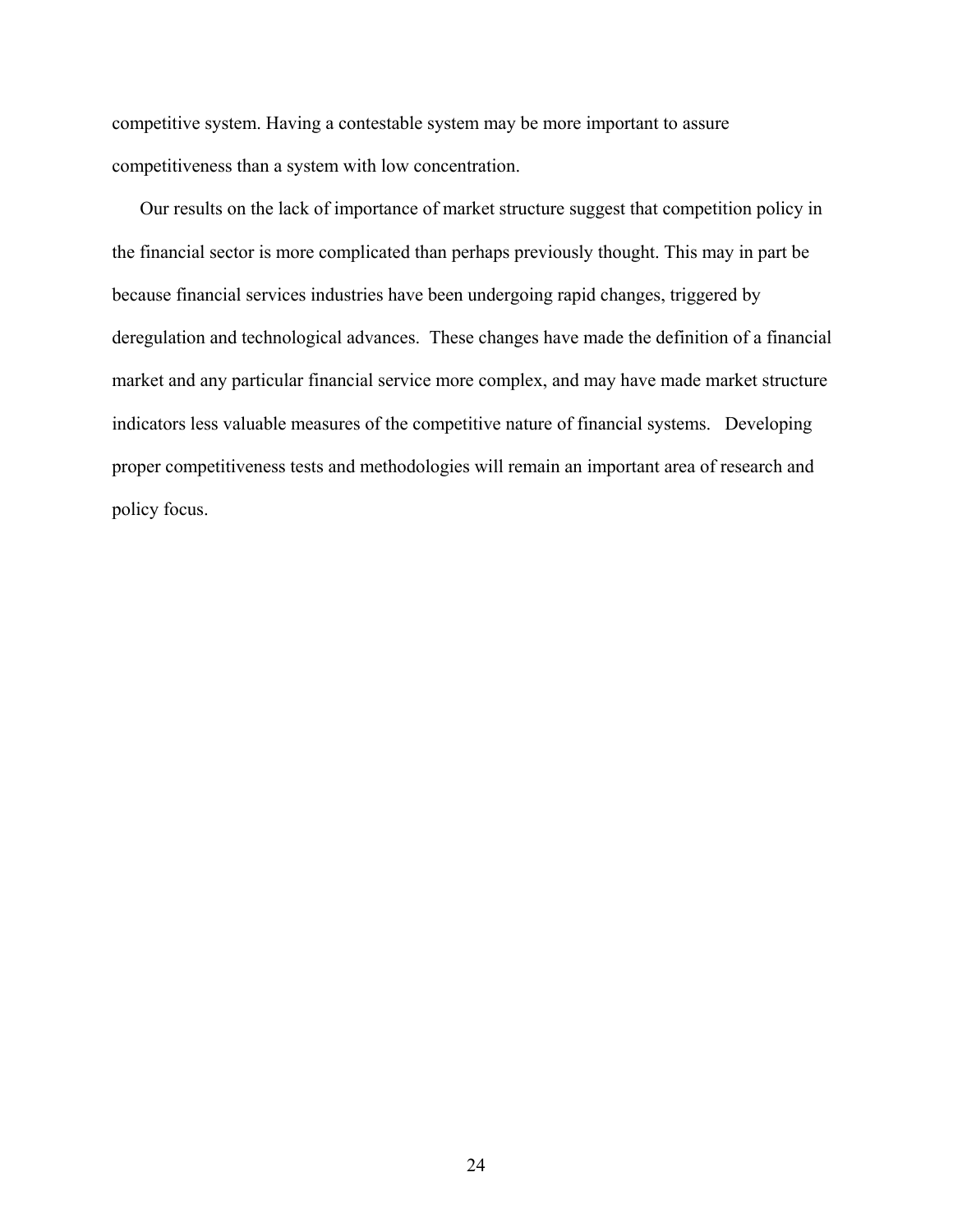competitive system. Having a contestable system may be more important to assure competitiveness than a system with low concentration.

Our results on the lack of importance of market structure suggest that competition policy in the financial sector is more complicated than perhaps previously thought. This may in part be because financial services industries have been undergoing rapid changes, triggered by deregulation and technological advances. These changes have made the definition of a financial market and any particular financial service more complex, and may have made market structure indicators less valuable measures of the competitive nature of financial systems. Developing proper competitiveness tests and methodologies will remain an important area of research and policy focus.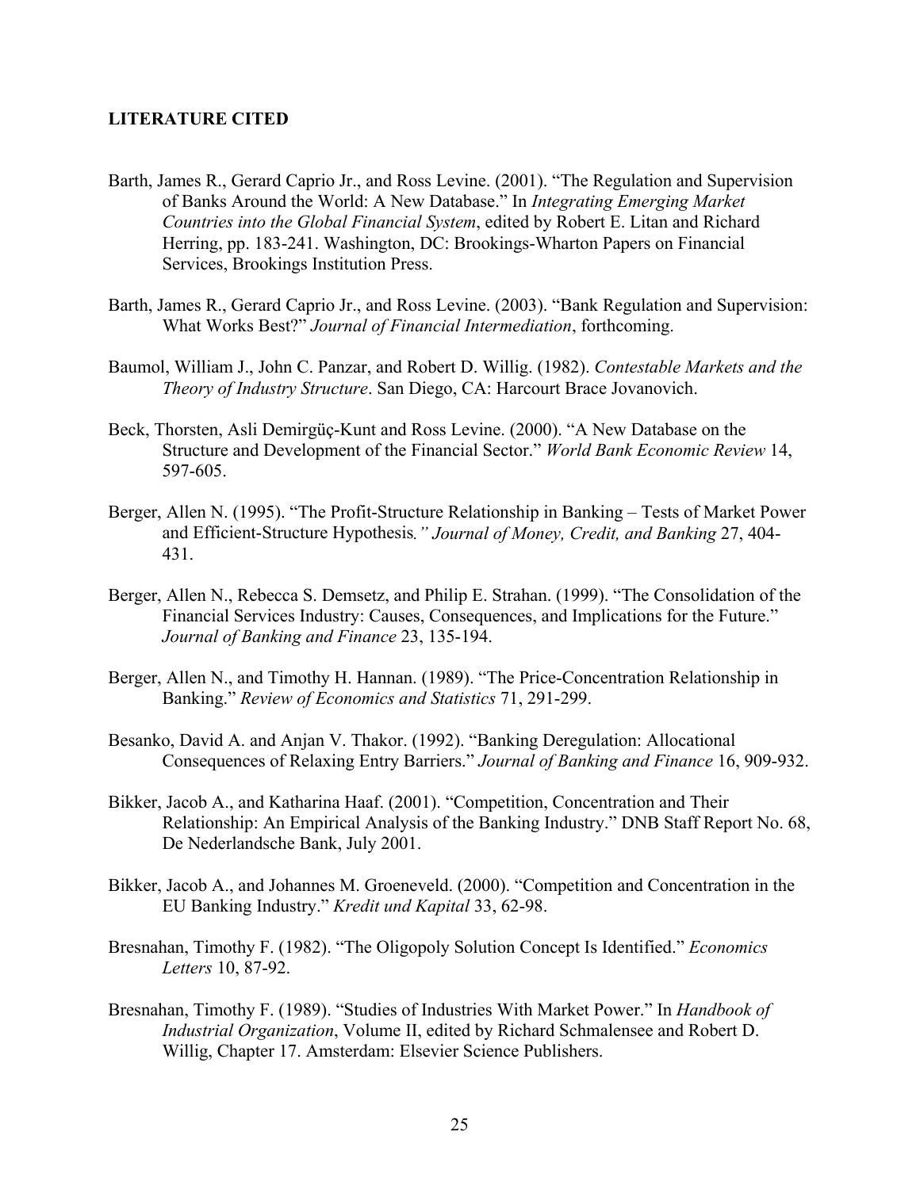**LITERATURE CITED**

Barth, James R., Gerard Caprio Jr., and Ross Levine. (2001). "The Regulation and Supervision of Banks Around the World: A New Database." In *Integrating Emerging Market Countries into the Global Financial System*, edited by Robert E. Litan and Richard Herring, pp. 183-241. Washington, DC: Brookings-Wharton Papers on Financial Services, Brookings Institution Press.

Barth, James R., Gerard Caprio Jr., and Ross Levine. (2003). "Bank Regulation and Supervision: What Works Best?" *Journal of Financial Intermediation*, forthcoming.

Baumol, William J., John C. Panzar, and Robert D. Willig. (1982). *Contestable Markets and the Theory of Industry Structure*. San Diego, CA: Harcourt Brace Jovanovich.

Beck, Thorsten, Asli Demirgüç-Kunt and Ross Levine. (2000). "A New Database on the Structure and Development of the Financial Sector." *World Bank Economic Review* 14, 597-605.

Berger, Allen N. (1995). "The Profit-Structure Relationship in Banking – Tests of Market Power and Efficient-Structure Hypothesis." *Journal of Money, Credit, and Banking* 27, 404-431.

Berger, Allen N., Rebecca S. Demsetz, and Philip E. Strahan. (1999). "The Consolidation of the Financial Services Industry: Causes, Consequences, and Implications for the Future." *Journal of Banking and Finance* 23, 135-194.

Berger, Allen N., and Timothy H. Hannan. (1989). "The Price-Concentration Relationship in Banking." *Review of Economics and Statistics* 71, 291-299.

Besanko, David A. and Anjan V. Thakor. (1992). "Banking Deregulation: Allocational Consequences of Relaxing Entry Barriers." *Journal of Banking and Finance* 16, 909-932.

Bikker, Jacob A., and Katharina Haaf. (2001). "Competition, Concentration and Their Relationship: An Empirical Analysis of the Banking Industry." DNB Staff Report No. 68, De Nederlandsche Bank, July 2001.

Bikker, Jacob A., and Johannes M. Groeneveld. (2000). "Competition and Concentration in the EU Banking Industry." *Kredit und Kapital* 33, 62-98.

Bresnahan, Timothy F. (1982). "The Oligopoly Solution Concept Is Identified." *Economics Letters* 10, 87-92.

Bresnahan, Timothy F. (1989). "Studies of Industries With Market Power." In *Handbook of Industrial Organization*, Volume II, edited by Richard Schmalensee and Robert D. Willig, Chapter 17. Amsterdam: Elsevier Science Publishers.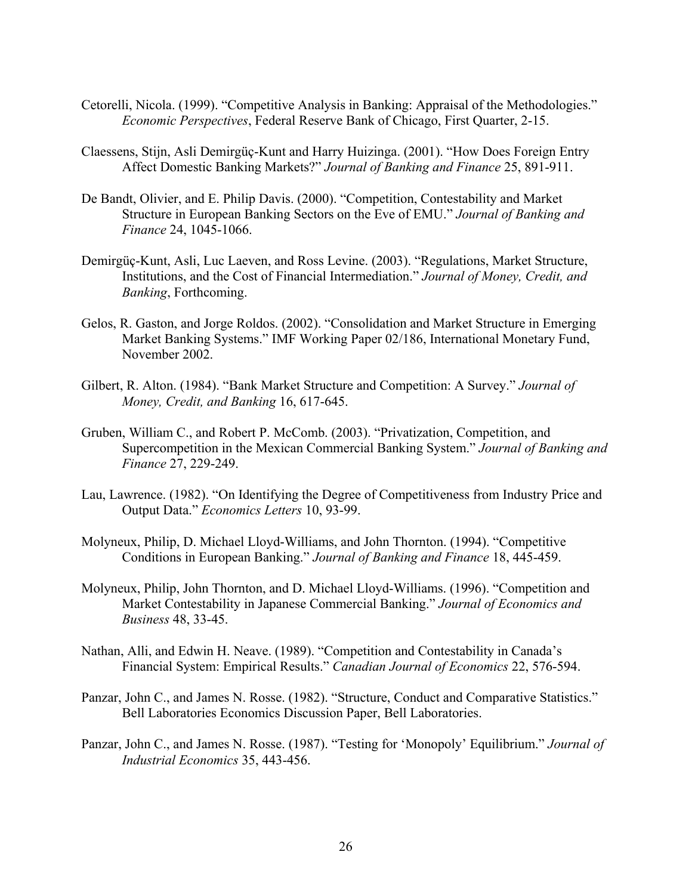Cetorelli, Nicola. (1999). "Competitive Analysis in Banking: Appraisal of the Methodologies." *Economic Perspectives*, Federal Reserve Bank of Chicago, First Quarter, 2-15.

Claessens, Stijn, Asli Demirgüç-Kunt and Harry Huizinga. (2001). "How Does Foreign Entry Affect Domestic Banking Markets?" *Journal of Banking and Finance* 25, 891-911.

De Bandt, Olivier, and E. Philip Davis. (2000). "Competition, Contestability and Market Structure in European Banking Sectors on the Eve of EMU." *Journal of Banking and Finance* 24, 1045-1066.

Demirgüç-Kunt, Asli, Luc Laeven, and Ross Levine. (2003). "Regulations, Market Structure, Institutions, and the Cost of Financial Intermediation." *Journal of Money, Credit, and Banking*, Forthcoming.

Gelos, R. Gaston, and Jorge Roldos. (2002). "Consolidation and Market Structure in Emerging Market Banking Systems." IMF Working Paper 02/186, International Monetary Fund, November 2002.

Gilbert, R. Alton. (1984). "Bank Market Structure and Competition: A Survey." *Journal of Money, Credit, and Banking* 16, 617-645.

Gruben, William C., and Robert P. McComb. (2003). "Privatization, Competition, and Supercompetition in the Mexican Commercial Banking System." *Journal of Banking and Finance* 27, 229-249.

Lau, Lawrence. (1982). "On Identifying the Degree of Competitiveness from Industry Price and Output Data." *Economics Letters* 10, 93-99.

Molyneux, Philip, D. Michael Lloyd-Williams, and John Thornton. (1994). "Competitive Conditions in European Banking." *Journal of Banking and Finance* 18, 445-459.

Molyneux, Philip, John Thornton, and D. Michael Lloyd-Williams. (1996). "Competition and Market Contestability in Japanese Commercial Banking." *Journal of Economics and Business* 48, 33-45.

Nathan, Alli, and Edwin H. Neave. (1989). "Competition and Contestability in Canada's Financial System: Empirical Results." *Canadian Journal of Economics* 22, 576-594.

Panzar, John C., and James N. Rosse. (1982). "Structure, Conduct and Comparative Statistics." Bell Laboratories Economics Discussion Paper, Bell Laboratories.

Panzar, John C., and James N. Rosse. (1987). "Testing for 'Monopoly' Equilibrium." *Journal of Industrial Economics* 35, 443-456.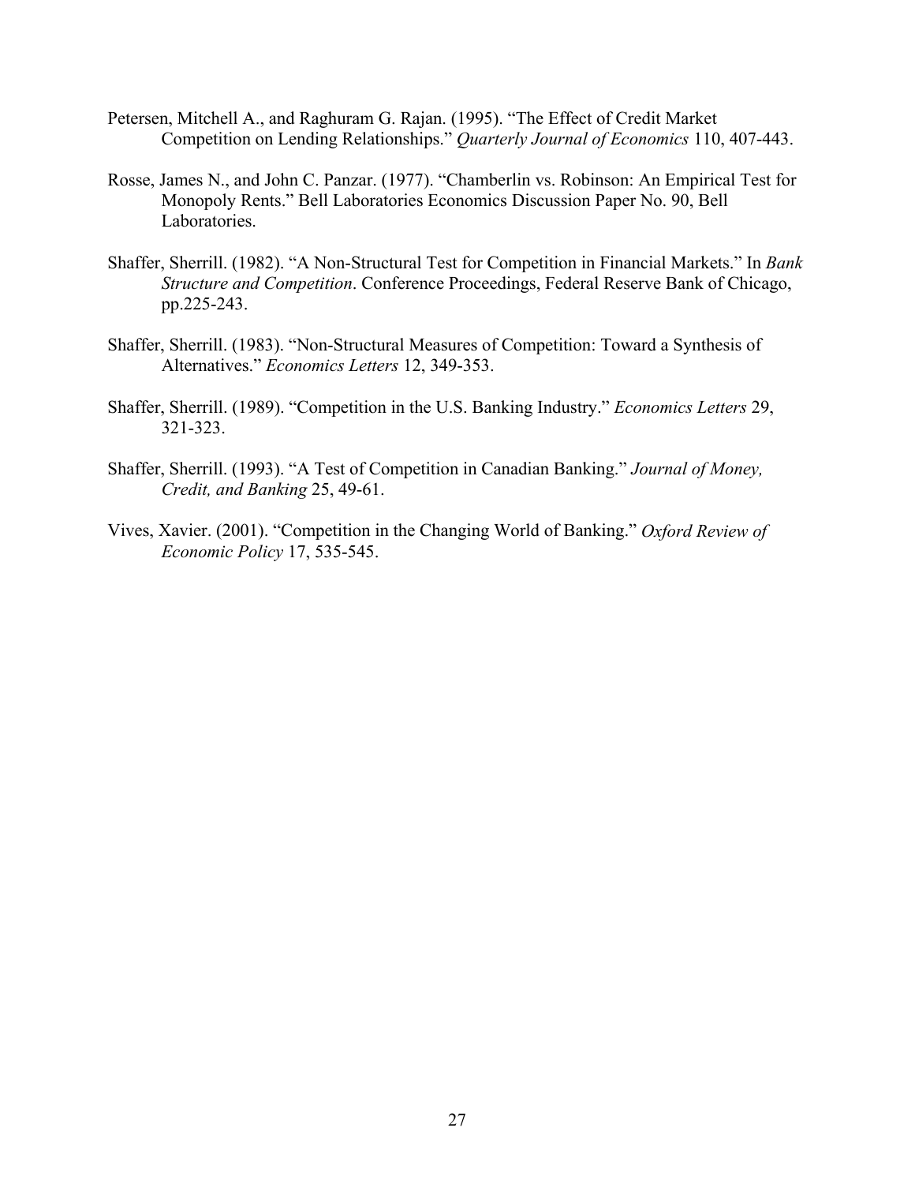Petersen, Mitchell A., and Raghuram G. Rajan. (1995). "The Effect of Credit Market Competition on Lending Relationships." *Quarterly Journal of Economics* 110, 407-443.

Rosse, James N., and John C. Panzar. (1977). "Chamberlin vs. Robinson: An Empirical Test for Monopoly Rents." Bell Laboratories Economics Discussion Paper No. 90, Bell Laboratories.

Shaffer, Sherrill. (1982). "A Non-Structural Test for Competition in Financial Markets." In *Bank Structure and Competition*. Conference Proceedings, Federal Reserve Bank of Chicago, pp.225-243.

Shaffer, Sherrill. (1983). "Non-Structural Measures of Competition: Toward a Synthesis of Alternatives." *Economics Letters* 12, 349-353.

Shaffer, Sherrill. (1989). "Competition in the U.S. Banking Industry." *Economics Letters* 29, 321-323.

Shaffer, Sherrill. (1993). "A Test of Competition in Canadian Banking." *Journal of Money, Credit, and Banking* 25, 49-61.

Vives, Xavier. (2001). "Competition in the Changing World of Banking." *Oxford Review of Economic Policy* 17, 535-545.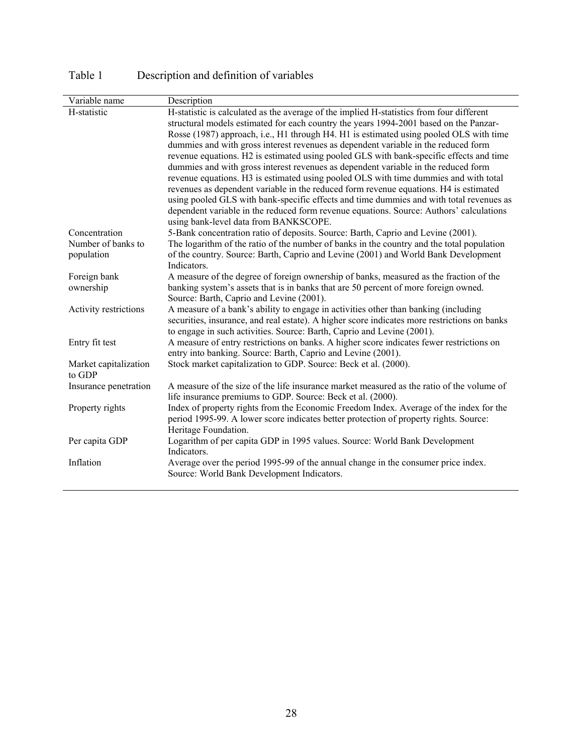Table 1 Description and definition of variables

| Variable name | Description |
|---|---|
| H-statistic | H-statistic is calculated as the average of the implied H-statistics from four different structural models estimated for each country the years 1994-2001 based on the Panzar-Rosse (1987) approach, i.e., H1 through H4. H1 is estimated using pooled OLS with time dummies and with gross interest revenues as dependent variable in the reduced form revenue equations. H2 is estimated using pooled GLS with bank-specific effects and time dummies and with gross interest revenues as dependent variable in the reduced form revenue equations. H3 is estimated using pooled OLS with time dummies and with total revenues as dependent variable in the reduced form revenue equations. H4 is estimated using pooled GLS with bank-specific effects and time dummies and with total revenues as dependent variable in the reduced form revenue equations. Source: Authors' calculations using bank-level data from BANKSCOPE. |
| Concentration | 5-Bank concentration ratio of deposits. Source: Barth, Caprio and Levine (2001). |
| Number of banks to population | The logarithm of the ratio of the number of banks in the country and the total population of the country. Source: Barth, Caprio and Levine (2001) and World Bank Development Indicators. |
| Foreign bank ownership | A measure of the degree of foreign ownership of banks, measured as the fraction of the banking system's assets that is in banks that are 50 percent of more foreign owned. Source: Barth, Caprio and Levine (2001). |
| Activity restrictions | A measure of a bank's ability to engage in activities other than banking (including securities, insurance, and real estate). A higher score indicates more restrictions on banks to engage in such activities. Source: Barth, Caprio and Levine (2001). |
| Entry fit test | A measure of entry restrictions on banks. A higher score indicates fewer restrictions on entry into banking. Source: Barth, Caprio and Levine (2001). |
| Market capitalization to GDP | Stock market capitalization to GDP. Source: Beck et al. (2000). |
| Insurance penetration | A measure of the size of the life insurance market measured as the ratio of the volume of life insurance premiums to GDP. Source: Beck et al. (2000). |
| Property rights | Index of property rights from the Economic Freedom Index. Average of the index for the period 1995-99. A lower score indicates better protection of property rights. Source: Heritage Foundation. |
| Per capita GDP | Logarithm of per capita GDP in 1995 values. Source: World Bank Development Indicators. |
| Inflation | Average over the period 1995-99 of the annual change in the consumer price index. Source: World Bank Development Indicators. |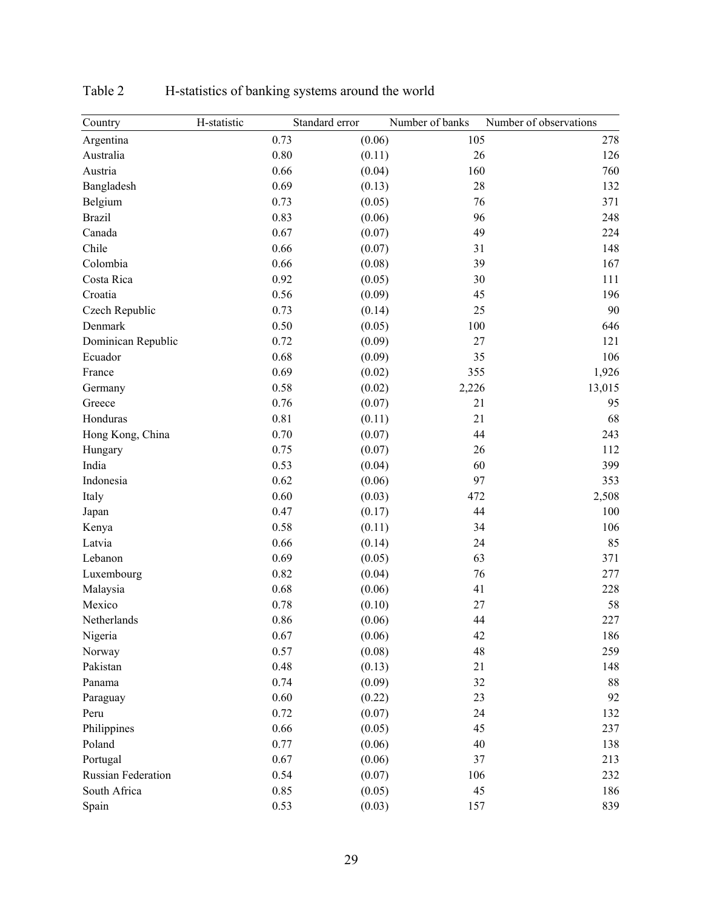Table 2 H-statistics of banking systems around the world

| Country | H-statistic | Standard error | Number of banks | Number of observations |
|---|---|---|---|---|
| Argentina | 0.73 | (0.06) | 105 | 278 |
| Australia | 0.80 | (0.11) | 26 | 126 |
| Austria | 0.66 | (0.04) | 160 | 760 |
| Bangladesh | 0.69 | (0.13) | 28 | 132 |
| Belgium | 0.73 | (0.05) | 76 | 371 |
| Brazil | 0.83 | (0.06) | 96 | 248 |
| Canada | 0.67 | (0.07) | 49 | 224 |
| Chile | 0.66 | (0.07) | 31 | 148 |
| Colombia | 0.66 | (0.08) | 39 | 167 |
| Costa Rica | 0.92 | (0.05) | 30 | 111 |
| Croatia | 0.56 | (0.09) | 45 | 196 |
| Czech Republic | 0.73 | (0.14) | 25 | 90 |
| Denmark | 0.50 | (0.05) | 100 | 646 |
| Dominican Republic | 0.72 | (0.09) | 27 | 121 |
| Ecuador | 0.68 | (0.09) | 35 | 106 |
| France | 0.69 | (0.02) | 355 | 1,926 |
| Germany | 0.58 | (0.02) | 2,226 | 13,015 |
| Greece | 0.76 | (0.07) | 21 | 95 |
| Honduras | 0.81 | (0.11) | 21 | 68 |
| Hong Kong, China | 0.70 | (0.07) | 44 | 243 |
| Hungary | 0.75 | (0.07) | 26 | 112 |
| India | 0.53 | (0.04) | 60 | 399 |
| Indonesia | 0.62 | (0.06) | 97 | 353 |
| Italy | 0.60 | (0.03) | 472 | 2,508 |
| Japan | 0.47 | (0.17) | 44 | 100 |
| Kenya | 0.58 | (0.11) | 34 | 106 |
| Latvia | 0.66 | (0.14) | 24 | 85 |
| Lebanon | 0.69 | (0.05) | 63 | 371 |
| Luxembourg | 0.82 | (0.04) | 76 | 277 |
| Malaysia | 0.68 | (0.06) | 41 | 228 |
| Mexico | 0.78 | (0.10) | 27 | 58 |
| Netherlands | 0.86 | (0.06) | 44 | 227 |
| Nigeria | 0.67 | (0.06) | 42 | 186 |
| Norway | 0.57 | (0.08) | 48 | 259 |
| Pakistan | 0.48 | (0.13) | 21 | 148 |
| Panama | 0.74 | (0.09) | 32 | 88 |
| Paraguay | 0.60 | (0.22) | 23 | 92 |
| Peru | 0.72 | (0.07) | 24 | 132 |
| Philippines | 0.66 | (0.05) | 45 | 237 |
| Poland | 0.77 | (0.06) | 40 | 138 |
| Portugal | 0.67 | (0.06) | 37 | 213 |
| Russian Federation | 0.54 | (0.07) | 106 | 232 |
| South Africa | 0.85 | (0.05) | 45 | 186 |
| Spain | 0.53 | (0.03) | 157 | 839 |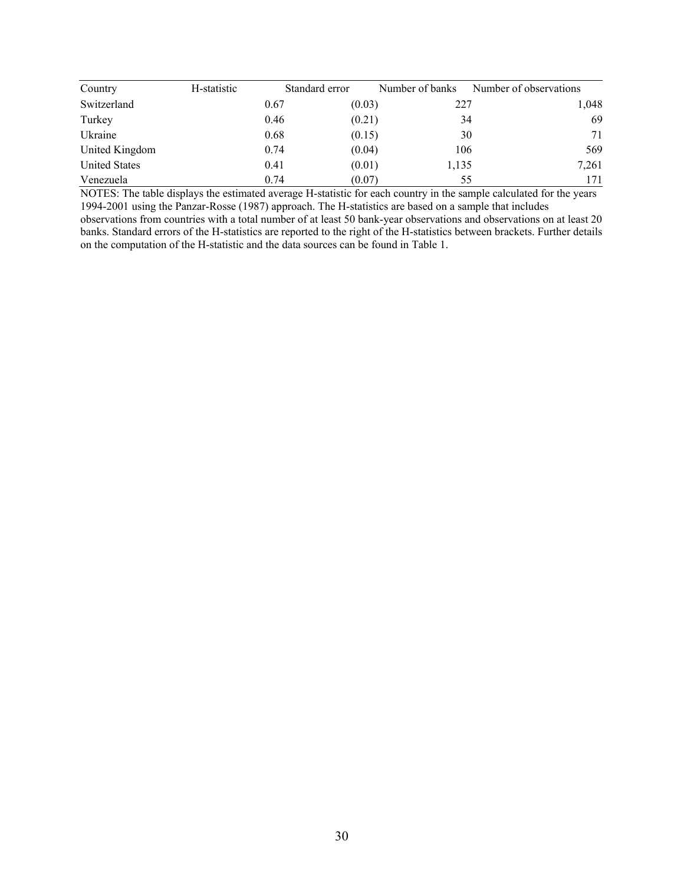| Country | H-statistic | Standard error | Number of banks | Number of observations |
|---|---|---|---|---|
| Switzerland | 0.67 | (0.03) | 227 | 1,048 |
| Turkey | 0.46 | (0.21) | 34 | 69 |
| Ukraine | 0.68 | (0.15) | 30 | 71 |
| United Kingdom | 0.74 | (0.04) | 106 | 569 |
| United States | 0.41 | (0.01) | 1,135 | 7,261 |
| Venezuela | 0.74 | (0.07) | 55 | 171 |

NOTES: The table displays the estimated average H-statistic for each country in the sample calculated for the years 1994-2001 using the Panzar-Rosse (1987) approach. The H-statistics are based on a sample that includes observations from countries with a total number of at least 50 bank-year observations and observations on at least 20 banks. Standard errors of the H-statistics are reported to the right of the H-statistics between brackets. Further details on the computation of the H-statistic and the data sources can be found in Table 1.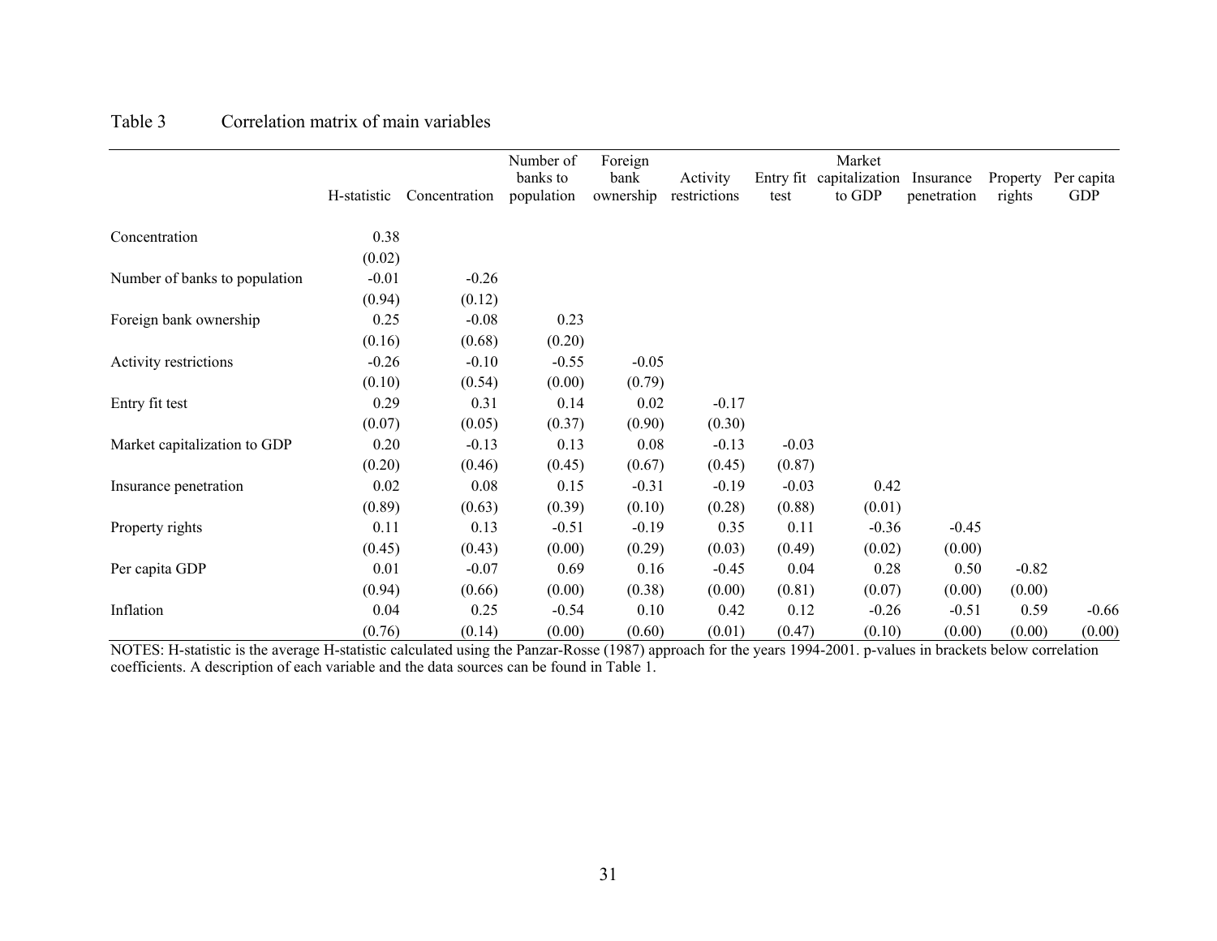Table 3 Correlation matrix of main variables

| | H-statistic | Concentration | Number of banks to population | Foreign bank ownership | Activity restrictions | Entry fit test | Market capitalization to GDP | Insurance penetration | Property rights | Per capita GDP |
|---|---|---|---|---|---|---|---|---|---|---|
| Concentration | 0.38 | | | | | | | | | |
| | (0.02) | | | | | | | | | |
| Number of banks to population | -0.01 | -0.26 | | | | | | | | |
| | (0.94) | (0.12) | | | | | | | | |
| Foreign bank ownership | 0.25 | -0.08 | 0.23 | | | | | | | |
| | (0.16) | (0.68) | (0.20) | | | | | | | |
| Activity restrictions | -0.26 | -0.10 | -0.55 | -0.05 | | | | | | |
| | (0.10) | (0.54) | (0.00) | (0.79) | | | | | | |
| Entry fit test | 0.29 | 0.31 | 0.14 | 0.02 | -0.17 | | | | | |
| | (0.07) | (0.05) | (0.37) | (0.90) | (0.30) | | | | | |
| Market capitalization to GDP | 0.20 | -0.13 | 0.13 | 0.08 | -0.13 | -0.03 | | | | |
| | (0.20) | (0.46) | (0.45) | (0.67) | (0.45) | (0.87) | | | | |
| Insurance penetration | 0.02 | 0.08 | 0.15 | -0.31 | -0.19 | -0.03 | 0.42 | | | |
| | (0.89) | (0.63) | (0.39) | (0.10) | (0.28) | (0.88) | (0.01) | | | |
| Property rights | 0.11 | 0.13 | -0.51 | -0.19 | 0.35 | 0.11 | -0.36 | -0.45 | | |
| | (0.45) | (0.43) | (0.00) | (0.29) | (0.03) | (0.49) | (0.02) | (0.00) | | |
| Per capita GDP | 0.01 | -0.07 | 0.69 | 0.16 | -0.45 | 0.04 | 0.28 | 0.50 | -0.82 | |
| | (0.94) | (0.66) | (0.00) | (0.38) | (0.00) | (0.81) | (0.07) | (0.00) | (0.00) | |
| Inflation | 0.04 | 0.25 | -0.54 | 0.10 | 0.42 | 0.12 | -0.26 | -0.51 | 0.59 | -0.66 |
| | (0.76) | (0.14) | (0.00) | (0.60) | (0.01) | (0.47) | (0.10) | (0.00) | (0.00) | (0.00) |

NOTES: H-statistic is the average H-statistic calculated using the Panzar-Rosse (1987) approach for the years 1994-2001. p-values in brackets below correlation coefficients. A description of each variable and the data sources can be found in Table 1.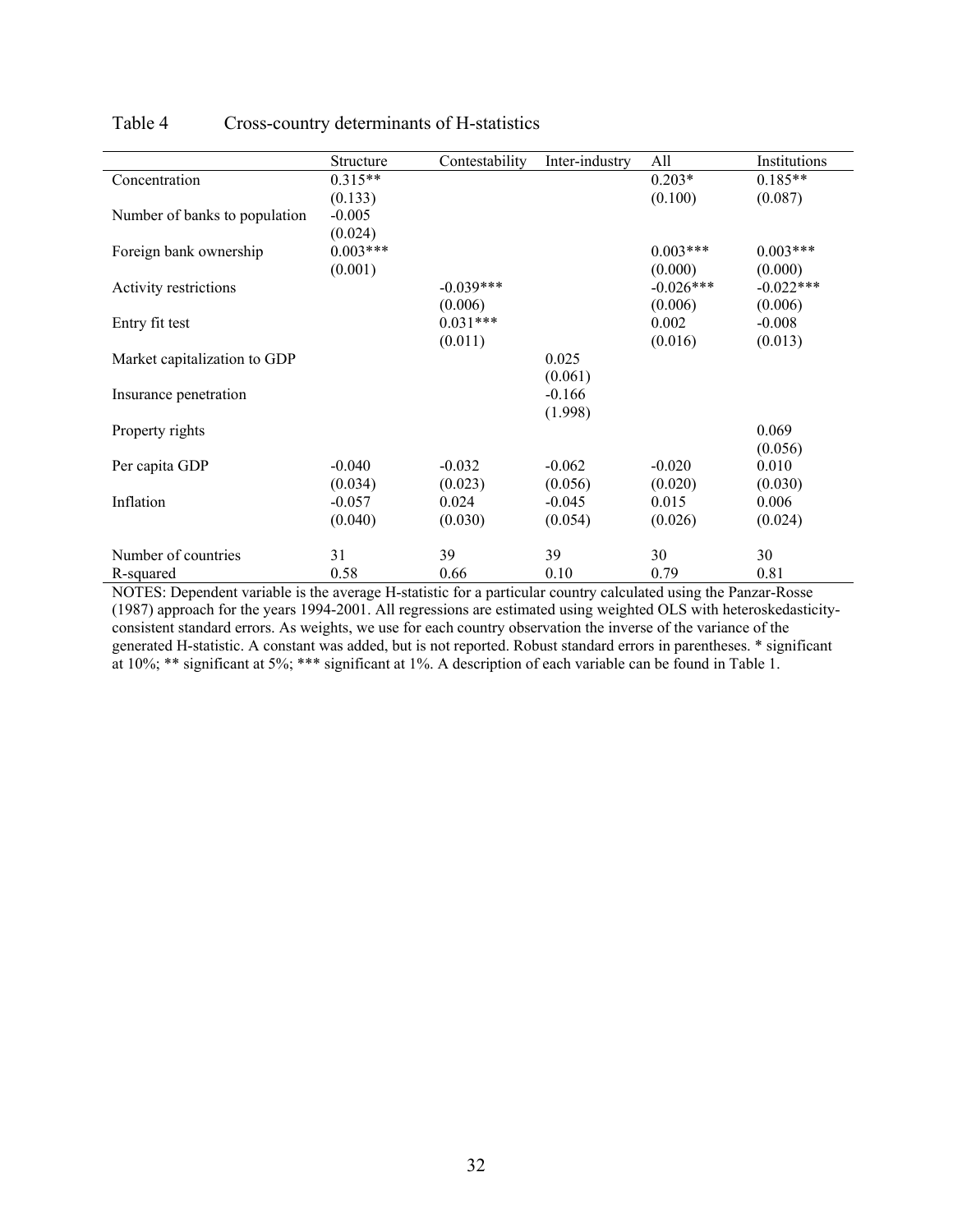Table 4 Cross-country determinants of H-statistics

| | Structure | Contestability | Inter-industry | All | Institutions |
|---|---|---|---|---|---|
| Concentration | 0.315** | | | 0.203* | 0.185** |
| | (0.133) | | | (0.100) | (0.087) |
| Number of banks to population | -0.005 | | | | |
| | (0.024) | | | | |
| Foreign bank ownership | 0.003*** | | | 0.003*** | 0.003*** |
| | (0.001) | | | (0.000) | (0.000) |
| Activity restrictions | | -0.039*** | | -0.026*** | -0.022*** |
| | | (0.006) | | (0.006) | (0.006) |
| Entry fit test | | 0.031*** | | 0.002 | -0.008 |
| | | (0.011) | | (0.016) | (0.013) |
| Market capitalization to GDP | | | 0.025 | | |
| | | | (0.061) | | |
| Insurance penetration | | | -0.166 | | |
| | | | (1.998) | | |
| Property rights | | | | | 0.069 |
| | | | | | (0.056) |
| Per capita GDP | -0.040 | -0.032 | -0.062 | -0.020 | 0.010 |
| | (0.034) | (0.023) | (0.056) | (0.020) | (0.030) |
| Inflation | -0.057 | 0.024 | -0.045 | 0.015 | 0.006 |
| | (0.040) | (0.030) | (0.054) | (0.026) | (0.024) |
| Number of countries | 31 | 39 | 39 | 30 | 30 |
| R-squared | 0.58 | 0.66 | 0.10 | 0.79 | 0.81 |

NOTES: Dependent variable is the average H-statistic for a particular country calculated using the Panzar-Rosse (1987) approach for the years 1994-2001. All regressions are estimated using weighted OLS with heteroskedasticity-consistent standard errors. As weights, we use for each country observation the inverse of the variance of the generated H-statistic. A constant was added, but is not reported. Robust standard errors in parentheses. * significant at 10%; ** significant at 5%; *** significant at 1%. A description of each variable can be found in Table 1.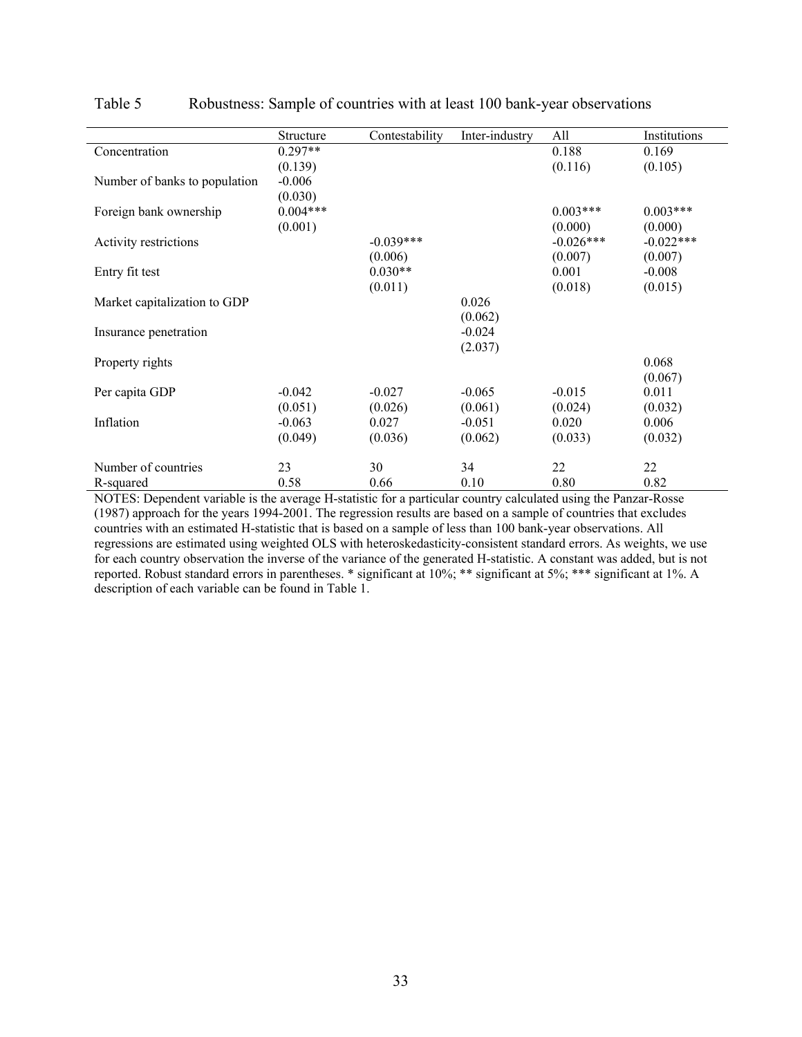Table 5 Robustness: Sample of countries with at least 100 bank-year observations

| | Structure | Contestability | Inter-industry | All | Institutions |
|---|---|---|---|---|---|
| Concentration | 0.297** | | | 0.188 | 0.169 |
| | (0.139) | | | (0.116) | (0.105) |
| Number of banks to population | -0.006 | | | | |
| | (0.030) | | | | |
| Foreign bank ownership | 0.004*** | | | 0.003*** | 0.003*** |
| | (0.001) | | | (0.000) | (0.000) |
| Activity restrictions | | -0.039*** | | -0.026*** | -0.022*** |
| | | (0.006) | | (0.007) | (0.007) |
| Entry fit test | | 0.030** | | 0.001 | -0.008 |
| | | (0.011) | | (0.018) | (0.015) |
| Market capitalization to GDP | | | 0.026 | | |
| | | | (0.062) | | |
| Insurance penetration | | | -0.024 | | |
| | | | (2.037) | | |
| Property rights | | | | | 0.068 |
| | | | | | (0.067) |
| Per capita GDP | -0.042 | -0.027 | -0.065 | -0.015 | 0.011 |
| | (0.051) | (0.026) | (0.061) | (0.024) | (0.032) |
| Inflation | -0.063 | 0.027 | -0.051 | 0.020 | 0.006 |
| | (0.049) | (0.036) | (0.062) | (0.033) | (0.032) |
| Number of countries | 23 | 30 | 34 | 22 | 22 |
| R-squared | 0.58 | 0.66 | 0.10 | 0.80 | 0.82 |

NOTES: Dependent variable is the average H-statistic for a particular country calculated using the Panzar-Rosse (1987) approach for the years 1994-2001. The regression results are based on a sample of countries that excludes countries with an estimated H-statistic that is based on a sample of less than 100 bank-year observations. All regressions are estimated using weighted OLS with heteroskedasticity-consistent standard errors. As weights, we use for each country observation the inverse of the variance of the generated H-statistic. A constant was added, but is not reported. Robust standard errors in parentheses. * significant at 10%; ** significant at 5%; *** significant at 1%. A description of each variable can be found in Table 1.